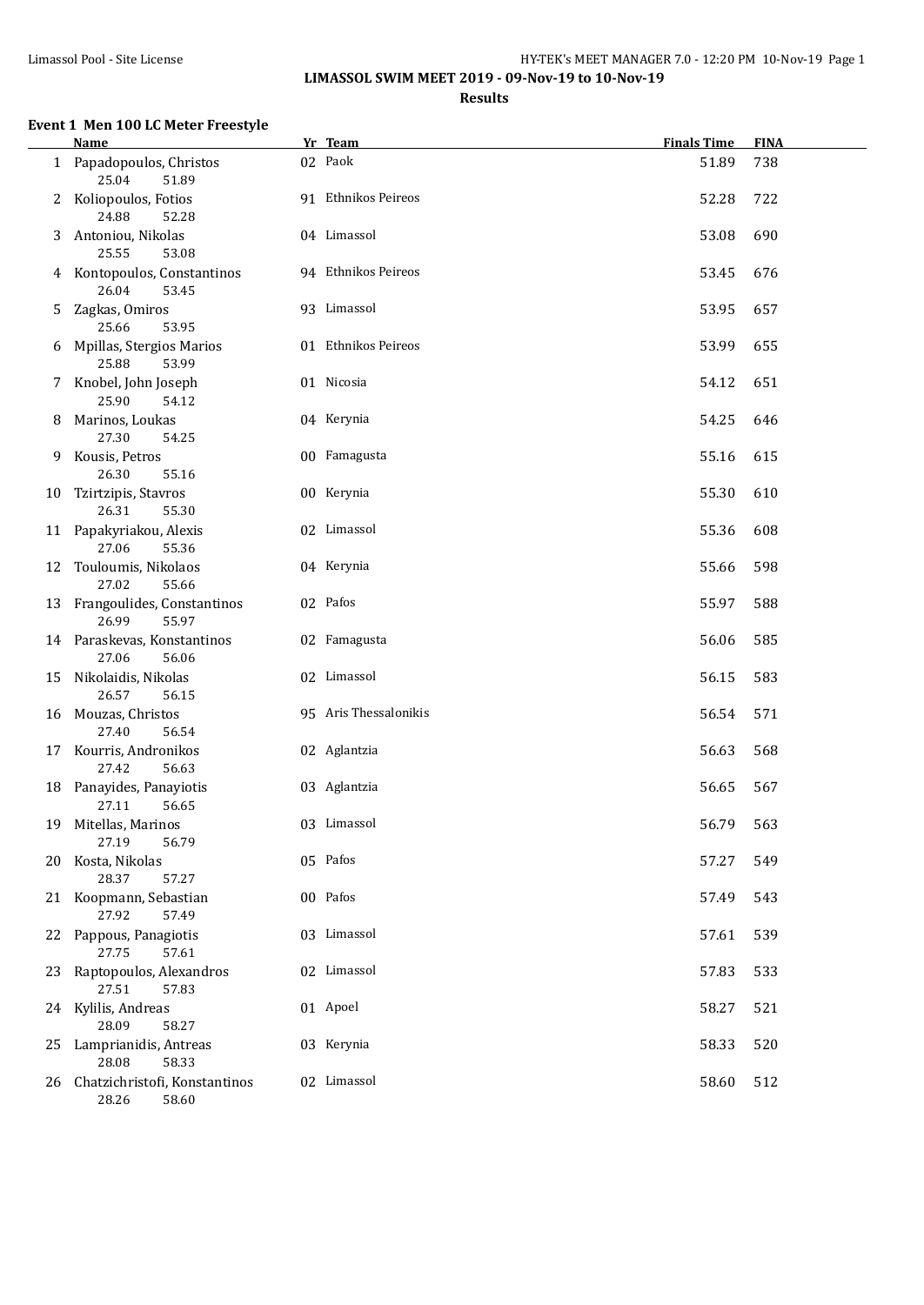**LIMASSOL SWIM MEET 2019 - 09-Nov-19 to 10-Nov-19**

**Results**

### Event 1 Men 100 LC Meter Freestyle

| | Name | Yr | Team | Finals Time | FINA |
|---|---|---|---|---|---|
| 1 | Papadopoulos, Christos | 02 | Paok | 51.89 | 738 |
| | 25.04 51.89 | | | | |
| 2 | Koliopoulos, Fotios | 91 | Ethnikos Peireos | 52.28 | 722 |
| | 24.88 52.28 | | | | |
| 3 | Antoniou, Nikolas | 04 | Limassol | 53.08 | 690 |
| | 25.55 53.08 | | | | |
| 4 | Kontopoulos, Constantinos | 94 | Ethnikos Peireos | 53.45 | 676 |
| | 26.04 53.45 | | | | |
| 5 | Zagkas, Omiros | 93 | Limassol | 53.95 | 657 |
| | 25.66 53.95 | | | | |
| 6 | Mpillas, Stergios Marios | 01 | Ethnikos Peireos | 53.99 | 655 |
| | 25.88 53.99 | | | | |
| 7 | Knobel, John Joseph | 01 | Nicosia | 54.12 | 651 |
| | 25.90 54.12 | | | | |
| 8 | Marinos, Loukas | 04 | Kerynia | 54.25 | 646 |
| | 27.30 54.25 | | | | |
| 9 | Kousis, Petros | 00 | Famagusta | 55.16 | 615 |
| | 26.30 55.16 | | | | |
| 10 | Tzirtzipis, Stavros | 00 | Kerynia | 55.30 | 610 |
| | 26.31 55.30 | | | | |
| 11 | Papakyriakou, Alexis | 02 | Limassol | 55.36 | 608 |
| | 27.06 55.36 | | | | |
| 12 | Touloumis, Nikolaos | 04 | Kerynia | 55.66 | 598 |
| | 27.02 55.66 | | | | |
| 13 | Frangoulides, Constantinos | 02 | Pafos | 55.97 | 588 |
| | 26.99 55.97 | | | | |
| 14 | Paraskevas, Konstantinos | 02 | Famagusta | 56.06 | 585 |
| | 27.06 56.06 | | | | |
| 15 | Nikolaidis, Nikolas | 02 | Limassol | 56.15 | 583 |
| | 26.57 56.15 | | | | |
| 16 | Mouzas, Christos | 95 | Aris Thessalonikis | 56.54 | 571 |
| | 27.40 56.54 | | | | |
| 17 | Kourris, Andronikos | 02 | Aglantzia | 56.63 | 568 |
| | 27.42 56.63 | | | | |
| 18 | Panayides, Panayiotis | 03 | Aglantzia | 56.65 | 567 |
| | 27.11 56.65 | | | | |
| 19 | Mitellas, Marinos | 03 | Limassol | 56.79 | 563 |
| | 27.19 56.79 | | | | |
| 20 | Kosta, Nikolas | 05 | Pafos | 57.27 | 549 |
| | 28.37 57.27 | | | | |
| 21 | Koopmann, Sebastian | 00 | Pafos | 57.49 | 543 |
| | 27.92 57.49 | | | | |
| 22 | Pappous, Panagiotis | 03 | Limassol | 57.61 | 539 |
| | 27.75 57.61 | | | | |
| 23 | Raptopoulos, Alexandros | 02 | Limassol | 57.83 | 533 |
| | 27.51 57.83 | | | | |
| 24 | Kylilis, Andreas | 01 | Apoel | 58.27 | 521 |
| | 28.09 58.27 | | | | |
| 25 | Lamprianidis, Antreas | 03 | Kerynia | 58.33 | 520 |
| | 28.08 58.33 | | | | |
| 26 | Chatzichristofi, Konstantinos | 02 | Limassol | 58.60 | 512 |
| | 28.26 58.60 | | | | |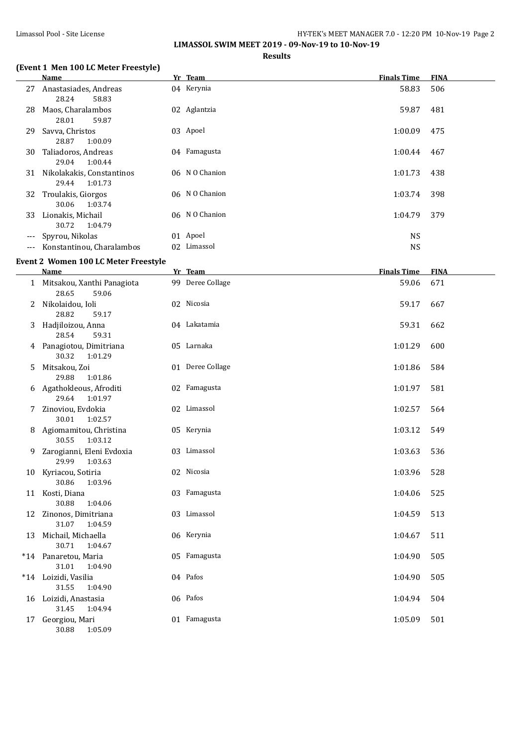**LIMASSOL SWIM MEET 2019 - 09-Nov-19 to 10-Nov-19**

**Results**

### (Event 1 Men 100 LC Meter Freestyle)

| | Name | Yr | Team | Finals Time | FINA |
|---|---|---|---|---|---|
| 27 | Anastasiades, Andreas | 04 | Kerynia | 58.83 | 506 |
| | 28.24 58.83 | | | | |
| 28 | Maos, Charalambos | 02 | Aglantzia | 59.87 | 481 |
| | 28.01 59.87 | | | | |
| 29 | Savva, Christos | 03 | Apoel | 1:00.09 | 475 |
| | 28.87 1:00.09 | | | | |
| 30 | Taliadoros, Andreas | 04 | Famagusta | 1:00.44 | 467 |
| | 29.04 1:00.44 | | | | |
| 31 | Nikolakakis, Constantinos | 06 | N O Chanion | 1:01.73 | 438 |
| | 29.44 1:01.73 | | | | |
| 32 | Troulakis, Giorgos | 06 | N O Chanion | 1:03.74 | 398 |
| | 30.06 1:03.74 | | | | |
| 33 | Lionakis, Michail | 06 | N O Chanion | 1:04.79 | 379 |
| | 30.72 1:04.79 | | | | |
| --- | Spyrou, Nikolas | 01 | Apoel | NS | |
| --- | Konstantinou, Charalambos | 02 | Limassol | NS | |

### Event 2 Women 100 LC Meter Freestyle

| | Name | Yr | Team | Finals Time | FINA |
|---|---|---|---|---|---|
| 1 | Mitsakou, Xanthi Panagiota | 99 | Deree Collage | 59.06 | 671 |
| | 28.65 59.06 | | | | |
| 2 | Nikolaidou, Ioli | 02 | Nicosia | 59.17 | 667 |
| | 28.82 59.17 | | | | |
| 3 | Hadjiloizou, Anna | 04 | Lakatamia | 59.31 | 662 |
| | 28.54 59.31 | | | | |
| 4 | Panagiotou, Dimitriana | 05 | Larnaka | 1:01.29 | 600 |
| | 30.32 1:01.29 | | | | |
| 5 | Mitsakou, Zoi | 01 | Deree Collage | 1:01.86 | 584 |
| | 29.88 1:01.86 | | | | |
| 6 | Agathokleous, Afroditi | 02 | Famagusta | 1:01.97 | 581 |
| | 29.64 1:01.97 | | | | |
| 7 | Zinoviou, Evdokia | 02 | Limassol | 1:02.57 | 564 |
| | 30.01 1:02.57 | | | | |
| 8 | Agiomamitou, Christina | 05 | Kerynia | 1:03.12 | 549 |
| | 30.55 1:03.12 | | | | |
| 9 | Zarogianni, Eleni Evdoxia | 03 | Limassol | 1:03.63 | 536 |
| | 29.99 1:03.63 | | | | |
| 10 | Kyriacou, Sotiria | 02 | Nicosia | 1:03.96 | 528 |
| | 30.86 1:03.96 | | | | |
| 11 | Kosti, Diana | 03 | Famagusta | 1:04.06 | 525 |
| | 30.88 1:04.06 | | | | |
| 12 | Zinonos, Dimitriana | 03 | Limassol | 1:04.59 | 513 |
| | 31.07 1:04.59 | | | | |
| 13 | Michail, Michaella | 06 | Kerynia | 1:04.67 | 511 |
| | 30.71 1:04.67 | | | | |
| *14 | Panaretou, Maria | 05 | Famagusta | 1:04.90 | 505 |
| | 31.01 1:04.90 | | | | |
| *14 | Loizidi, Vasilia | 04 | Pafos | 1:04.90 | 505 |
| | 31.55 1:04.90 | | | | |
| 16 | Loizidi, Anastasia | 06 | Pafos | 1:04.94 | 504 |
| | 31.45 1:04.94 | | | | |
| 17 | Georgiou, Mari | 01 | Famagusta | 1:05.09 | 501 |
| | 30.88 1:05.09 | | | | |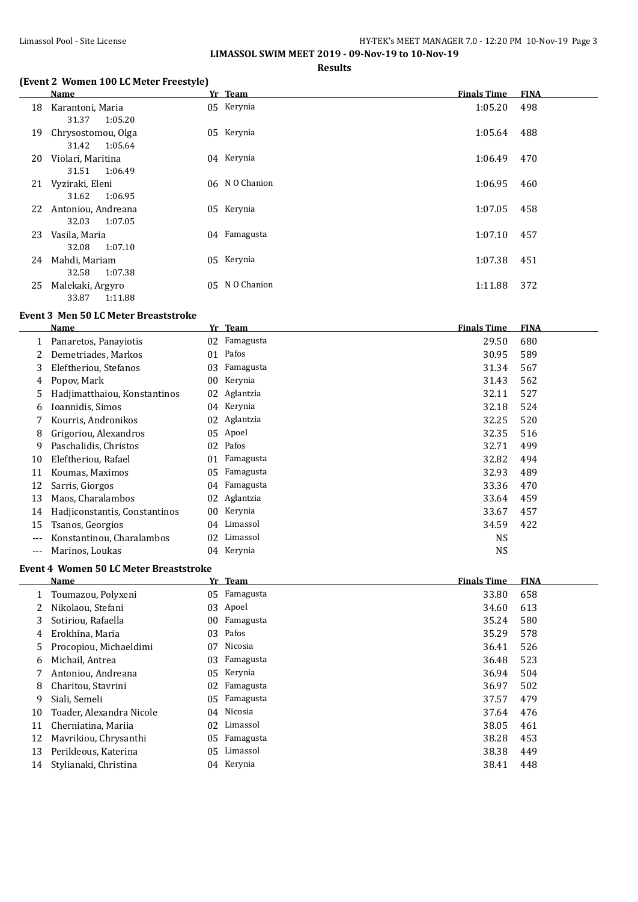LIMASSOL SWIM MEET 2019 - 09-Nov-19 to 10-Nov-19

**Results**

### (Event 2 Women 100 LC Meter Freestyle)

| | Name | Yr | Team | Finals Time | FINA |
|---|---|---|---|---|---|
| 18 | Karantoni, Maria | 05 | Kerynia | 1:05.20 | 498 |
| | 31.37 1:05.20 | | | | |
| 19 | Chrysostomou, Olga | 05 | Kerynia | 1:05.64 | 488 |
| | 31.42 1:05.64 | | | | |
| 20 | Violari, Maritina | 04 | Kerynia | 1:06.49 | 470 |
| | 31.51 1:06.49 | | | | |
| 21 | Vyziraki, Eleni | 06 | N O Chanion | 1:06.95 | 460 |
| | 31.62 1:06.95 | | | | |
| 22 | Antoniou, Andreana | 05 | Kerynia | 1:07.05 | 458 |
| | 32.03 1:07.05 | | | | |
| 23 | Vasila, Maria | 04 | Famagusta | 1:07.10 | 457 |
| | 32.08 1:07.10 | | | | |
| 24 | Mahdi, Mariam | 05 | Kerynia | 1:07.38 | 451 |
| | 32.58 1:07.38 | | | | |
| 25 | Malekaki, Argyro | 05 | N O Chanion | 1:11.88 | 372 |
| | 33.87 1:11.88 | | | | |

### Event 3 Men 50 LC Meter Breaststroke

| | Name | Yr | Team | Finals Time | FINA |
|---|---|---|---|---|---|
| 1 | Panaretos, Panayiotis | 02 | Famagusta | 29.50 | 680 |
| 2 | Demetriades, Markos | 01 | Pafos | 30.95 | 589 |
| 3 | Eleftheriou, Stefanos | 03 | Famagusta | 31.34 | 567 |
| 4 | Popov, Mark | 00 | Kerynia | 31.43 | 562 |
| 5 | Hadjimatthaiou, Konstantinos | 02 | Aglantzia | 32.11 | 527 |
| 6 | Ioannidis, Simos | 04 | Kerynia | 32.18 | 524 |
| 7 | Kourris, Andronikos | 02 | Aglantzia | 32.25 | 520 |
| 8 | Grigoriou, Alexandros | 05 | Apoel | 32.35 | 516 |
| 9 | Paschalidis, Christos | 02 | Pafos | 32.71 | 499 |
| 10 | Eleftheriou, Rafael | 01 | Famagusta | 32.82 | 494 |
| 11 | Koumas, Maximos | 05 | Famagusta | 32.93 | 489 |
| 12 | Sarris, Giorgos | 04 | Famagusta | 33.36 | 470 |
| 13 | Maos, Charalambos | 02 | Aglantzia | 33.64 | 459 |
| 14 | Hadjiconstantis, Constantinos | 00 | Kerynia | 33.67 | 457 |
| 15 | Tsanos, Georgios | 04 | Limassol | 34.59 | 422 |
| --- | Konstantinou, Charalambos | 02 | Limassol | NS | |
| --- | Marinos, Loukas | 04 | Kerynia | NS | |

### Event 4 Women 50 LC Meter Breaststroke

| | Name | Yr | Team | Finals Time | FINA |
|---|---|---|---|---|---|
| 1 | Toumazou, Polyxeni | 05 | Famagusta | 33.80 | 658 |
| 2 | Nikolaou, Stefani | 03 | Apoel | 34.60 | 613 |
| 3 | Sotiriou, Rafaella | 00 | Famagusta | 35.24 | 580 |
| 4 | Erokhina, Maria | 03 | Pafos | 35.29 | 578 |
| 5 | Procopiou, Michaeldimi | 07 | Nicosia | 36.41 | 526 |
| 6 | Michail, Antrea | 03 | Famagusta | 36.48 | 523 |
| 7 | Antoniou, Andreana | 05 | Kerynia | 36.94 | 504 |
| 8 | Charitou, Stavrini | 02 | Famagusta | 36.97 | 502 |
| 9 | Siali, Semeli | 05 | Famagusta | 37.57 | 479 |
| 10 | Toader, Alexandra Nicole | 04 | Nicosia | 37.64 | 476 |
| 11 | Cherniatina, Mariia | 02 | Limassol | 38.05 | 461 |
| 12 | Mavrikiou, Chrysanthi | 05 | Famagusta | 38.28 | 453 |
| 13 | Perikleous, Katerina | 05 | Limassol | 38.38 | 449 |
| 14 | Stylianaki, Christina | 04 | Kerynia | 38.41 | 448 |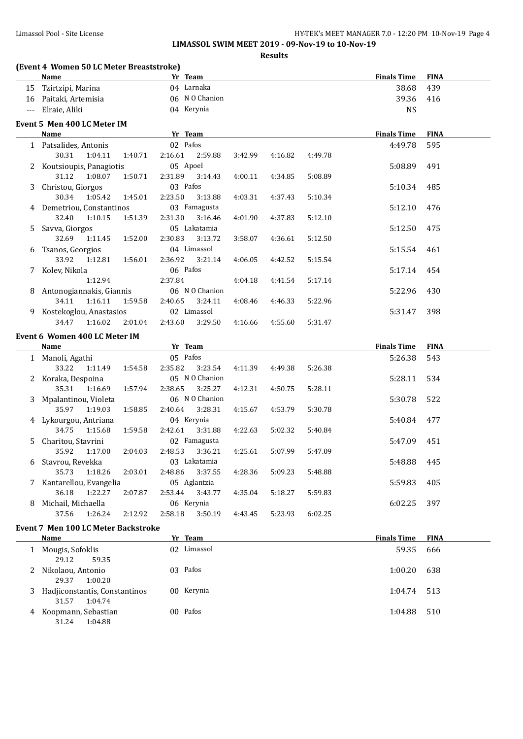**LIMASSOL SWIM MEET 2019 - 09-Nov-19 to 10-Nov-19**

**Results**

### (Event 4 Women 50 LC Meter Breaststroke)

| | Name | Yr | Team | Finals Time | FINA |
|---|---|---|---|---|---|
| 15 | Tzirtzipi, Marina | 04 | Larnaka | 38.68 | 439 |
| 16 | Paitaki, Artemisia | 06 | N O Chanion | 39.36 | 416 |
| --- | Elraie, Aliki | 04 | Kerynia | NS | |

### Event 5 Men 400 LC Meter IM

| | Name | Yr | Team | Finals Time | FINA |
|---|---|---|---|---|---|
| 1 | Patsalides, Antonis | 02 | Pafos | 4:49.78 | 595 |
| | 30.31 1:04.11 1:40.71 2:16.61 2:59.88 3:42.99 4:16.82 4:49.78 | | | | |
| 2 | Koutsioupis, Panagiotis | 05 | Apoel | 5:08.89 | 491 |
| | 31.12 1:08.07 1:50.71 2:31.89 3:14.43 4:00.11 4:34.85 5:08.89 | | | | |
| 3 | Christou, Giorgos | 03 | Pafos | 5:10.34 | 485 |
| | 30.34 1:05.42 1:45.01 2:23.50 3:13.88 4:03.31 4:37.43 5:10.34 | | | | |
| 4 | Demetriou, Constantinos | 03 | Famagusta | 5:12.10 | 476 |
| | 32.40 1:10.15 1:51.39 2:31.30 3:16.46 4:01.90 4:37.83 5:12.10 | | | | |
| 5 | Savva, Giorgos | 05 | Lakatamia | 5:12.50 | 475 |
| | 32.69 1:11.45 1:52.00 2:30.83 3:13.72 3:58.07 4:36.61 5:12.50 | | | | |
| 6 | Tsanos, Georgios | 04 | Limassol | 5:15.54 | 461 |
| | 33.92 1:12.81 1:56.01 2:36.92 3:21.14 4:06.05 4:42.52 5:15.54 | | | | |
| 7 | Kolev, Nikola | 06 | Pafos | 5:17.14 | 454 |
| | 1:12.94 2:37.84 4:04.18 4:41.54 5:17.14 | | | | |
| 8 | Antonogiannakis, Giannis | 06 | N O Chanion | 5:22.96 | 430 |
| | 34.11 1:16.11 1:59.58 2:40.65 3:24.11 4:08.46 4:46.33 5:22.96 | | | | |
| 9 | Kostekoglou, Anastasios | 02 | Limassol | 5:31.47 | 398 |
| | 34.47 1:16.02 2:01.04 2:43.60 3:29.50 4:16.66 4:55.60 5:31.47 | | | | |

### Event 6 Women 400 LC Meter IM

| | Name | Yr | Team | Finals Time | FINA |
|---|---|---|---|---|---|
| 1 | Manoli, Agathi | 05 | Pafos | 5:26.38 | 543 |
| | 33.22 1:11.49 1:54.58 2:35.82 3:23.54 4:11.39 4:49.38 5:26.38 | | | | |
| 2 | Koraka, Despoina | 05 | N O Chanion | 5:28.11 | 534 |
| | 35.31 1:16.69 1:57.94 2:38.65 3:25.27 4:12.31 4:50.75 5:28.11 | | | | |
| 3 | Mpalantinou, Violeta | 06 | N O Chanion | 5:30.78 | 522 |
| | 35.97 1:19.03 1:58.85 2:40.64 3:28.31 4:15.67 4:53.79 5:30.78 | | | | |
| 4 | Lykourgou, Antriana | 04 | Kerynia | 5:40.84 | 477 |
| | 34.75 1:15.68 1:59.58 2:42.61 3:31.88 4:22.63 5:02.32 5:40.84 | | | | |
| 5 | Charitou, Stavrini | 02 | Famagusta | 5:47.09 | 451 |
| | 35.92 1:17.00 2:04.03 2:48.53 3:36.21 4:25.61 5:07.99 5:47.09 | | | | |
| 6 | Stavrou, Revekka | 03 | Lakatamia | 5:48.88 | 445 |
| | 35.73 1:18.26 2:03.01 2:48.86 3:37.55 4:28.36 5:09.23 5:48.88 | | | | |
| 7 | Kantarellou, Evangelia | 05 | Aglantzia | 5:59.83 | 405 |
| | 36.18 1:22.27 2:07.87 2:53.44 3:43.77 4:35.04 5:18.27 5:59.83 | | | | |
| 8 | Michail, Michaella | 06 | Kerynia | 6:02.25 | 397 |
| | 37.56 1:26.24 2:12.92 2:58.18 3:50.19 4:43.45 5:23.93 6:02.25 | | | | |

### Event 7 Men 100 LC Meter Backstroke

| | Name | Yr | Team | Finals Time | FINA |
|---|---|---|---|---|---|
| 1 | Mougis, Sofoklis | 02 | Limassol | 59.35 | 666 |
| | 29.12 59.35 | | | | |
| 2 | Nikolaou, Antonio | 03 | Pafos | 1:00.20 | 638 |
| | 29.37 1:00.20 | | | | |
| 3 | Hadjiconstantis, Constantinos | 00 | Kerynia | 1:04.74 | 513 |
| | 31.57 1:04.74 | | | | |
| 4 | Koopmann, Sebastian | 00 | Pafos | 1:04.88 | 510 |
| | 31.24 1:04.88 | | | | |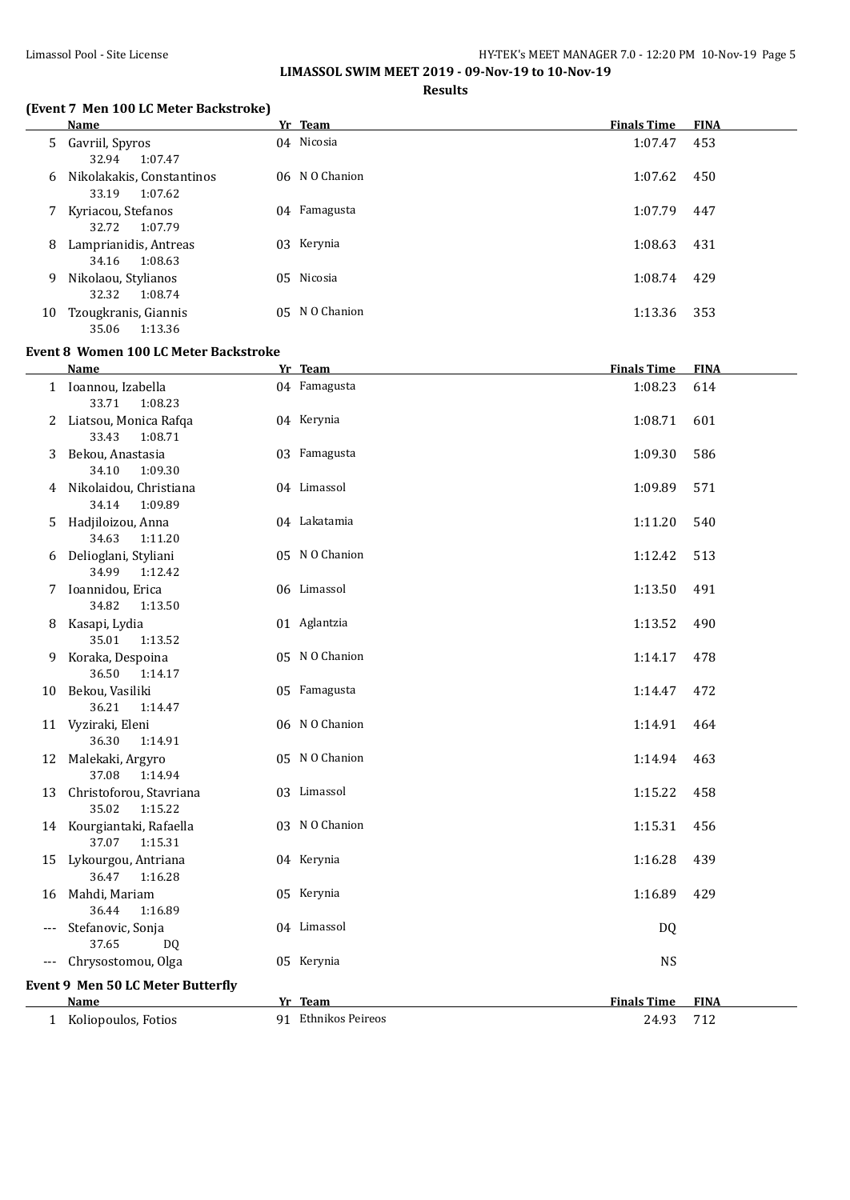# LIMASSOL SWIM MEET 2019 - 09-Nov-19 to 10-Nov-19

## Results

### (Event 7 Men 100 LC Meter Backstroke)

| | Name | Yr | Team | Finals Time | FINA |
|---|---|---|---|---|---|
| 5 | Gavriil, Spyros | 04 | Nicosia | 1:07.47 | 453 |
| | 32.94 1:07.47 | | | | |
| 6 | Nikolakakis, Constantinos | 06 | N O Chanion | 1:07.62 | 450 |
| | 33.19 1:07.62 | | | | |
| 7 | Kyriacou, Stefanos | 04 | Famagusta | 1:07.79 | 447 |
| | 32.72 1:07.79 | | | | |
| 8 | Lamprianidis, Antreas | 03 | Kerynia | 1:08.63 | 431 |
| | 34.16 1:08.63 | | | | |
| 9 | Nikolaou, Stylianos | 05 | Nicosia | 1:08.74 | 429 |
| | 32.32 1:08.74 | | | | |
| 10 | Tzougkranis, Giannis | 05 | N O Chanion | 1:13.36 | 353 |
| | 35.06 1:13.36 | | | | |

### Event 8 Women 100 LC Meter Backstroke

| | Name | Yr | Team | Finals Time | FINA |
|---|---|---|---|---|---|
| 1 | Ioannou, Izabella | 04 | Famagusta | 1:08.23 | 614 |
| | 33.71 1:08.23 | | | | |
| 2 | Liatsou, Monica Rafqa | 04 | Kerynia | 1:08.71 | 601 |
| | 33.43 1:08.71 | | | | |
| 3 | Bekou, Anastasia | 03 | Famagusta | 1:09.30 | 586 |
| | 34.10 1:09.30 | | | | |
| 4 | Nikolaidou, Christiana | 04 | Limassol | 1:09.89 | 571 |
| | 34.14 1:09.89 | | | | |
| 5 | Hadjiloizou, Anna | 04 | Lakatamia | 1:11.20 | 540 |
| | 34.63 1:11.20 | | | | |
| 6 | Delioglani, Styliani | 05 | N O Chanion | 1:12.42 | 513 |
| | 34.99 1:12.42 | | | | |
| 7 | Ioannidou, Erica | 06 | Limassol | 1:13.50 | 491 |
| | 34.82 1:13.50 | | | | |
| 8 | Kasapi, Lydia | 01 | Aglantzia | 1:13.52 | 490 |
| | 35.01 1:13.52 | | | | |
| 9 | Koraka, Despoina | 05 | N O Chanion | 1:14.17 | 478 |
| | 36.50 1:14.17 | | | | |
| 10 | Bekou, Vasiliki | 05 | Famagusta | 1:14.47 | 472 |
| | 36.21 1:14.47 | | | | |
| 11 | Vyziraki, Eleni | 06 | N O Chanion | 1:14.91 | 464 |
| | 36.30 1:14.91 | | | | |
| 12 | Malekaki, Argyro | 05 | N O Chanion | 1:14.94 | 463 |
| | 37.08 1:14.94 | | | | |
| 13 | Christoforou, Stavriana | 03 | Limassol | 1:15.22 | 458 |
| | 35.02 1:15.22 | | | | |
| 14 | Kourgiantaki, Rafaella | 03 | N O Chanion | 1:15.31 | 456 |
| | 37.07 1:15.31 | | | | |
| 15 | Lykourgou, Antriana | 04 | Kerynia | 1:16.28 | 439 |
| | 36.47 1:16.28 | | | | |
| 16 | Mahdi, Mariam | 05 | Kerynia | 1:16.89 | 429 |
| | 36.44 1:16.89 | | | | |
| --- | Stefanovic, Sonja | 04 | Limassol | DQ | |
| | 37.65 DQ | | | | |
| --- | Chrysostomou, Olga | 05 | Kerynia | NS | |

### Event 9 Men 50 LC Meter Butterfly

| | Name | Yr | Team | Finals Time | FINA |
|---|---|---|---|---|---|
| 1 | Koliopoulos, Fotios | 91 | Ethnikos Peireos | 24.93 | 712 |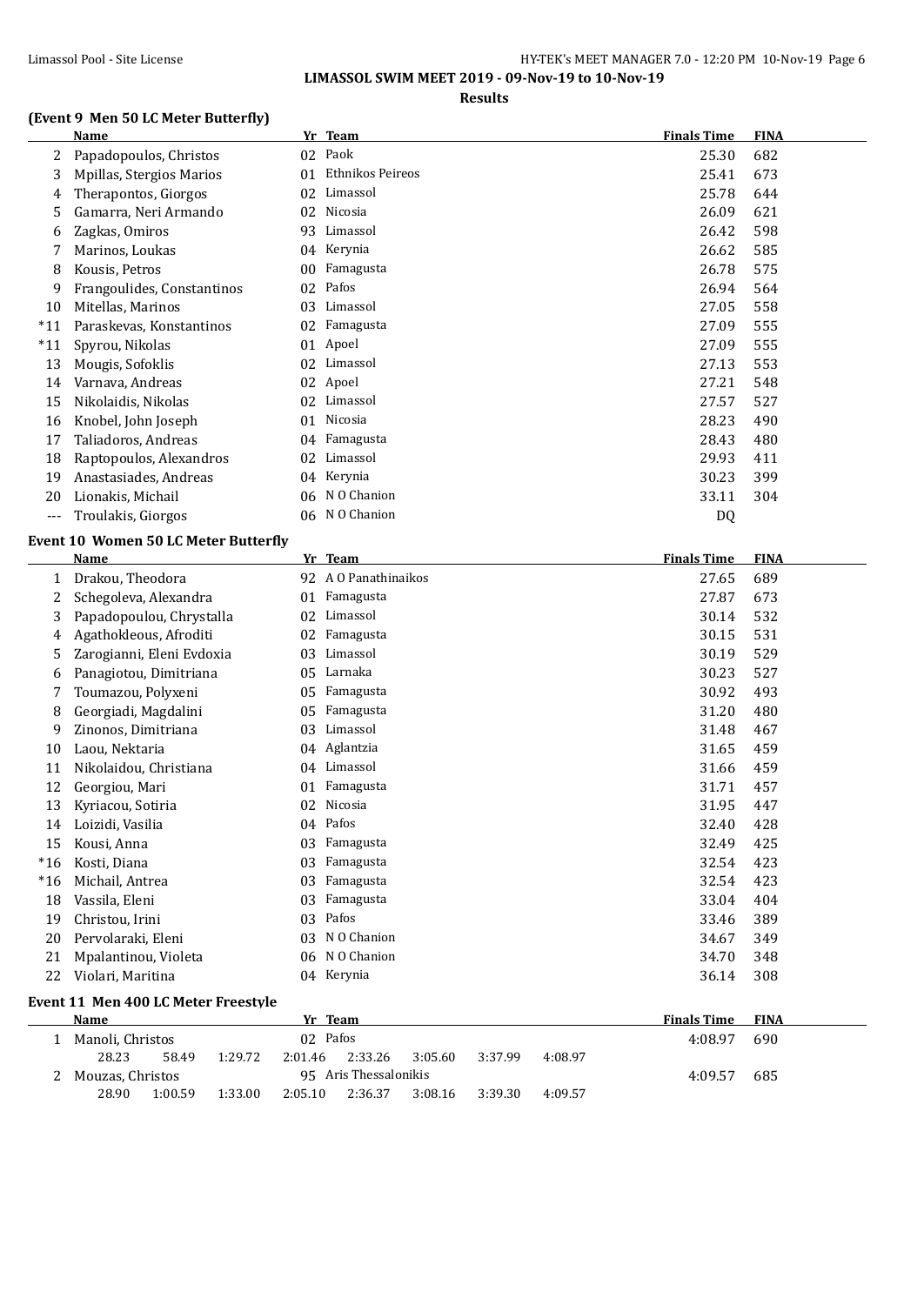**LIMASSOL SWIM MEET 2019 - 09-Nov-19 to 10-Nov-19**

**Results**

### (Event 9 Men 50 LC Meter Butterfly)

| | Name | Yr | Team | Finals Time | FINA |
|---|---|---|---|---|---|
| 2 | Papadopoulos, Christos | 02 | Paok | 25.30 | 682 |
| 3 | Mpillas, Stergios Marios | 01 | Ethnikos Peireos | 25.41 | 673 |
| 4 | Therapontos, Giorgos | 02 | Limassol | 25.78 | 644 |
| 5 | Gamarra, Neri Armando | 02 | Nicosia | 26.09 | 621 |
| 6 | Zagkas, Omiros | 93 | Limassol | 26.42 | 598 |
| 7 | Marinos, Loukas | 04 | Kerynia | 26.62 | 585 |
| 8 | Kousis, Petros | 00 | Famagusta | 26.78 | 575 |
| 9 | Frangoulides, Constantinos | 02 | Pafos | 26.94 | 564 |
| 10 | Mitellas, Marinos | 03 | Limassol | 27.05 | 558 |
| *11 | Paraskevas, Konstantinos | 02 | Famagusta | 27.09 | 555 |
| *11 | Spyrou, Nikolas | 01 | Apoel | 27.09 | 555 |
| 13 | Mougis, Sofoklis | 02 | Limassol | 27.13 | 553 |
| 14 | Varnava, Andreas | 02 | Apoel | 27.21 | 548 |
| 15 | Nikolaidis, Nikolas | 02 | Limassol | 27.57 | 527 |
| 16 | Knobel, John Joseph | 01 | Nicosia | 28.23 | 490 |
| 17 | Taliadoros, Andreas | 04 | Famagusta | 28.43 | 480 |
| 18 | Raptopoulos, Alexandros | 02 | Limassol | 29.93 | 411 |
| 19 | Anastasiades, Andreas | 04 | Kerynia | 30.23 | 399 |
| 20 | Lionakis, Michail | 06 | N O Chanion | 33.11 | 304 |
| --- | Troulakis, Giorgos | 06 | N O Chanion | DQ | |

### Event 10 Women 50 LC Meter Butterfly

| | Name | Yr | Team | Finals Time | FINA |
|---|---|---|---|---|---|
| 1 | Drakou, Theodora | 92 | A O Panathinaikos | 27.65 | 689 |
| 2 | Schegoleva, Alexandra | 01 | Famagusta | 27.87 | 673 |
| 3 | Papadopoulou, Chrystalla | 02 | Limassol | 30.14 | 532 |
| 4 | Agathokleous, Afroditi | 02 | Famagusta | 30.15 | 531 |
| 5 | Zarogianni, Eleni Evdoxia | 03 | Limassol | 30.19 | 529 |
| 6 | Panagiotou, Dimitriana | 05 | Larnaka | 30.23 | 527 |
| 7 | Toumazou, Polyxeni | 05 | Famagusta | 30.92 | 493 |
| 8 | Georgiadi, Magdalini | 05 | Famagusta | 31.20 | 480 |
| 9 | Zinonos, Dimitriana | 03 | Limassol | 31.48 | 467 |
| 10 | Laou, Nektaria | 04 | Aglantzia | 31.65 | 459 |
| 11 | Nikolaidou, Christiana | 04 | Limassol | 31.66 | 459 |
| 12 | Georgiou, Mari | 01 | Famagusta | 31.71 | 457 |
| 13 | Kyriacou, Sotiria | 02 | Nicosia | 31.95 | 447 |
| 14 | Loizidi, Vasilia | 04 | Pafos | 32.40 | 428 |
| 15 | Kousi, Anna | 03 | Famagusta | 32.49 | 425 |
| *16 | Kosti, Diana | 03 | Famagusta | 32.54 | 423 |
| *16 | Michail, Antrea | 03 | Famagusta | 32.54 | 423 |
| 18 | Vassila, Eleni | 03 | Famagusta | 33.04 | 404 |
| 19 | Christou, Irini | 03 | Pafos | 33.46 | 389 |
| 20 | Pervolaraki, Eleni | 03 | N O Chanion | 34.67 | 349 |
| 21 | Mpalantinou, Violeta | 06 | N O Chanion | 34.70 | 348 |
| 22 | Violari, Maritina | 04 | Kerynia | 36.14 | 308 |

### Event 11 Men 400 LC Meter Freestyle

| | Name | Yr | Team | Finals Time | FINA |
|---|---|---|---|---|---|
| 1 | Manoli, Christos | 02 | Pafos | 4:08.97 | 690 |
| | 28.23 58.49 1:29.72 2:01.46 2:33.26 3:05.60 3:37.99 4:08.97 | | | | |
| 2 | Mouzas, Christos | 95 | Aris Thessalonikis | 4:09.57 | 685 |
| | 28.90 1:00.59 1:33.00 2:05.10 2:36.37 3:08.16 3:39.30 4:09.57 | | | | |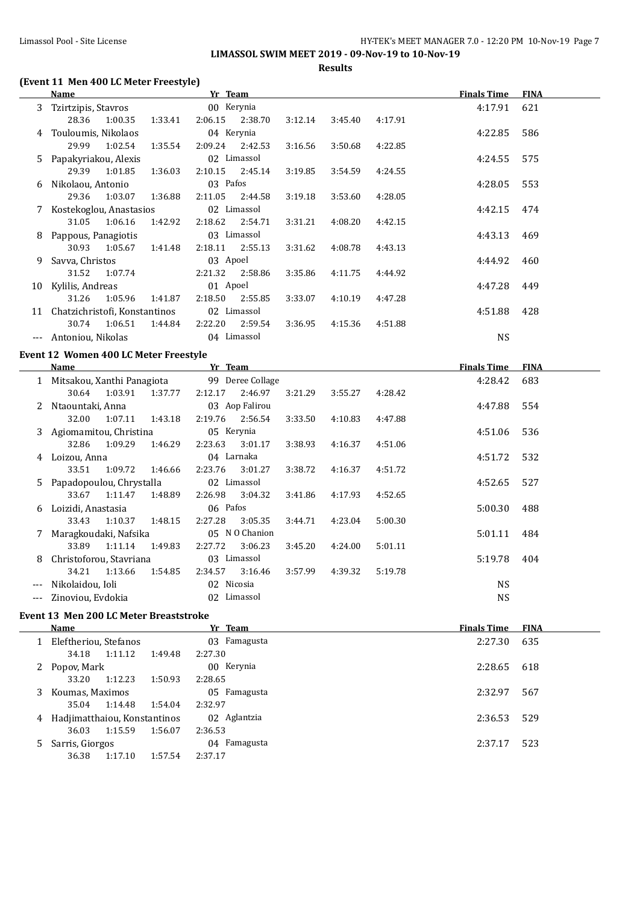**LIMASSOL SWIM MEET 2019 - 09-Nov-19 to 10-Nov-19**

**Results**

### (Event 11 Men 400 LC Meter Freestyle)

| | Name | Yr | Team | Finals Time | FINA |
|---|---|---|---|---|---|
| 3 | Tzirtzipis, Stavros | 00 | Kerynia | 4:17.91 | 621 |
| | 28.36 1:00.35 1:33.41 2:06.15 2:38.70 3:12.14 3:45.40 4:17.91 | | | | |
| 4 | Touloumis, Nikolaos | 04 | Kerynia | 4:22.85 | 586 |
| | 29.99 1:02.54 1:35.54 2:09.24 2:42.53 3:16.56 3:50.68 4:22.85 | | | | |
| 5 | Papakyriakou, Alexis | 02 | Limassol | 4:24.55 | 575 |
| | 29.39 1:01.85 1:36.03 2:10.15 2:45.14 3:19.85 3:54.59 4:24.55 | | | | |
| 6 | Nikolaou, Antonio | 03 | Pafos | 4:28.05 | 553 |
| | 29.36 1:03.07 1:36.88 2:11.05 2:44.58 3:19.18 3:53.60 4:28.05 | | | | |
| 7 | Kostekoglou, Anastasios | 02 | Limassol | 4:42.15 | 474 |
| | 31.05 1:06.16 1:42.92 2:18.62 2:54.71 3:31.21 4:08.20 4:42.15 | | | | |
| 8 | Pappous, Panagiotis | 03 | Limassol | 4:43.13 | 469 |
| | 30.93 1:05.67 1:41.48 2:18.11 2:55.13 3:31.62 4:08.78 4:43.13 | | | | |
| 9 | Savva, Christos | 03 | Apoel | 4:44.92 | 460 |
| | 31.52 1:07.74 2:21.32 2:58.86 3:35.86 4:11.75 4:44.92 | | | | |
| 10 | Kylilis, Andreas | 01 | Apoel | 4:47.28 | 449 |
| | 31.26 1:05.96 1:41.87 2:18.50 2:55.85 3:33.07 4:10.19 4:47.28 | | | | |
| 11 | Chatzichristofi, Konstantinos | 02 | Limassol | 4:51.88 | 428 |
| | 30.74 1:06.51 1:44.84 2:22.20 2:59.54 3:36.95 4:15.36 4:51.88 | | | | |
| --- | Antoniou, Nikolas | 04 | Limassol | NS | |

### Event 12 Women 400 LC Meter Freestyle

| | Name | Yr | Team | Finals Time | FINA |
|---|---|---|---|---|---|
| 1 | Mitsakou, Xanthi Panagiota | 99 | Deree Collage | 4:28.42 | 683 |
| | 30.64 1:03.91 1:37.77 2:12.17 2:46.97 3:21.29 3:55.27 4:28.42 | | | | |
| 2 | Ntaountaki, Anna | 03 | Aop Falirou | 4:47.88 | 554 |
| | 32.00 1:07.11 1:43.18 2:19.76 2:56.54 3:33.50 4:10.83 4:47.88 | | | | |
| 3 | Agiomamitou, Christina | 05 | Kerynia | 4:51.06 | 536 |
| | 32.86 1:09.29 1:46.29 2:23.63 3:01.17 3:38.93 4:16.37 4:51.06 | | | | |
| 4 | Loizou, Anna | 04 | Larnaka | 4:51.72 | 532 |
| | 33.51 1:09.72 1:46.66 2:23.76 3:01.27 3:38.72 4:16.37 4:51.72 | | | | |
| 5 | Papadopoulou, Chrystalla | 02 | Limassol | 4:52.65 | 527 |
| | 33.67 1:11.47 1:48.89 2:26.98 3:04.32 3:41.86 4:17.93 4:52.65 | | | | |
| 6 | Loizidi, Anastasia | 06 | Pafos | 5:00.30 | 488 |
| | 33.43 1:10.37 1:48.15 2:27.28 3:05.35 3:44.71 4:23.04 5:00.30 | | | | |
| 7 | Maragkoudaki, Nafsika | 05 | N O Chanion | 5:01.11 | 484 |
| | 33.89 1:11.14 1:49.83 2:27.72 3:06.23 3:45.20 4:24.00 5:01.11 | | | | |
| 8 | Christoforou, Stavriana | 03 | Limassol | 5:19.78 | 404 |
| | 34.21 1:13.66 1:54.85 2:34.57 3:16.46 3:57.99 4:39.32 5:19.78 | | | | |
| --- | Nikolaidou, Ioli | 02 | Nicosia | NS | |
| --- | Zinoviou, Evdokia | 02 | Limassol | NS | |

### Event 13 Men 200 LC Meter Breaststroke

| | Name | Yr | Team | Finals Time | FINA |
|---|---|---|---|---|---|
| 1 | Eleftheriou, Stefanos | 03 | Famagusta | 2:27.30 | 635 |
| | 34.18 1:11.12 1:49.48 2:27.30 | | | | |
| 2 | Popov, Mark | 00 | Kerynia | 2:28.65 | 618 |
| | 33.20 1:12.23 1:50.93 2:28.65 | | | | |
| 3 | Koumas, Maximos | 05 | Famagusta | 2:32.97 | 567 |
| | 35.04 1:14.48 1:54.04 2:32.97 | | | | |
| 4 | Hadjimatthaiou, Konstantinos | 02 | Aglantzia | 2:36.53 | 529 |
| | 36.03 1:15.59 1:56.07 2:36.53 | | | | |
| 5 | Sarris, Giorgos | 04 | Famagusta | 2:37.17 | 523 |
| | 36.38 1:17.10 1:57.54 2:37.17 | | | | |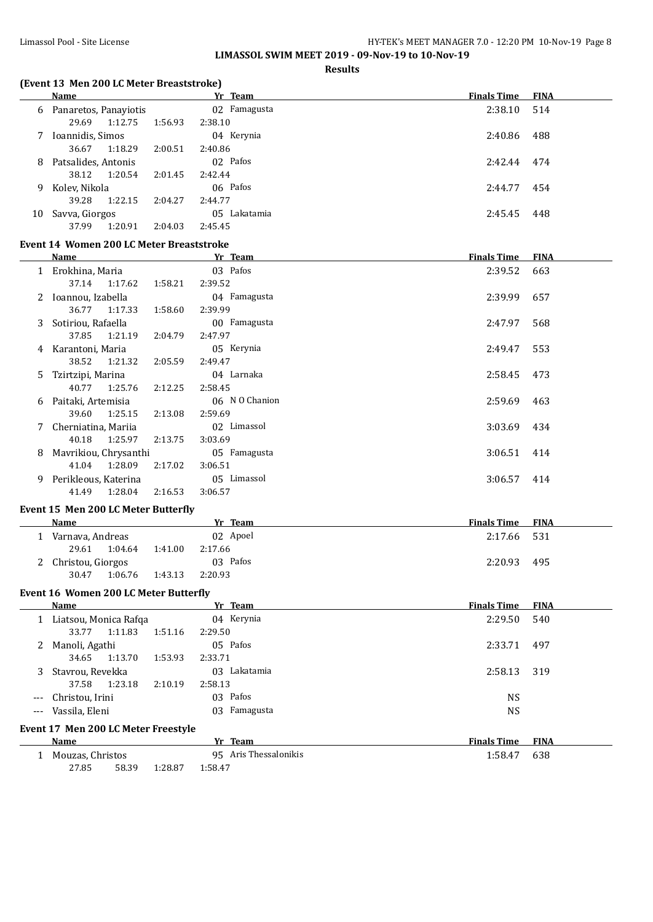# LIMASSOL SWIM MEET 2019 - 09-Nov-19 to 10-Nov-19

## Results

### (Event 13 Men 200 LC Meter Breaststroke)

| | Name | Yr | Team | Finals Time | FINA |
|---|---|---|---|---|---|
| 6 | Panaretos, Panayiotis | 02 | Famagusta | 2:38.10 | 514 |
| | 29.69 1:12.75 1:56.93 2:38.10 | | | | |
| 7 | Ioannidis, Simos | 04 | Kerynia | 2:40.86 | 488 |
| | 36.67 1:18.29 2:00.51 2:40.86 | | | | |
| 8 | Patsalides, Antonis | 02 | Pafos | 2:42.44 | 474 |
| | 38.12 1:20.54 2:01.45 2:42.44 | | | | |
| 9 | Kolev, Nikola | 06 | Pafos | 2:44.77 | 454 |
| | 39.28 1:22.15 2:04.27 2:44.77 | | | | |
| 10 | Savva, Giorgos | 05 | Lakatamia | 2:45.45 | 448 |
| | 37.99 1:20.91 2:04.03 2:45.45 | | | | |

### Event 14 Women 200 LC Meter Breaststroke

| | Name | Yr | Team | Finals Time | FINA |
|---|---|---|---|---|---|
| 1 | Erokhina, Maria | 03 | Pafos | 2:39.52 | 663 |
| | 37.14 1:17.62 1:58.21 2:39.52 | | | | |
| 2 | Ioannou, Izabella | 04 | Famagusta | 2:39.99 | 657 |
| | 36.77 1:17.33 1:58.60 2:39.99 | | | | |
| 3 | Sotiriou, Rafaella | 00 | Famagusta | 2:47.97 | 568 |
| | 37.85 1:21.19 2:04.79 2:47.97 | | | | |
| 4 | Karantoni, Maria | 05 | Kerynia | 2:49.47 | 553 |
| | 38.52 1:21.32 2:05.59 2:49.47 | | | | |
| 5 | Tzirtzipi, Marina | 04 | Larnaka | 2:58.45 | 473 |
| | 40.77 1:25.76 2:12.25 2:58.45 | | | | |
| 6 | Paitaki, Artemisia | 06 | N O Chanion | 2:59.69 | 463 |
| | 39.60 1:25.15 2:13.08 2:59.69 | | | | |
| 7 | Cherniatina, Mariia | 02 | Limassol | 3:03.69 | 434 |
| | 40.18 1:25.97 2:13.75 3:03.69 | | | | |
| 8 | Mavrikiou, Chrysanthi | 05 | Famagusta | 3:06.51 | 414 |
| | 41.04 1:28.09 2:17.02 3:06.51 | | | | |
| 9 | Perikleous, Katerina | 05 | Limassol | 3:06.57 | 414 |
| | 41.49 1:28.04 2:16.53 3:06.57 | | | | |

### Event 15 Men 200 LC Meter Butterfly

| | Name | Yr | Team | Finals Time | FINA |
|---|---|---|---|---|---|
| 1 | Varnava, Andreas | 02 | Apoel | 2:17.66 | 531 |
| | 29.61 1:04.64 1:41.00 2:17.66 | | | | |
| 2 | Christou, Giorgos | 03 | Pafos | 2:20.93 | 495 |
| | 30.47 1:06.76 1:43.13 2:20.93 | | | | |

### Event 16 Women 200 LC Meter Butterfly

| | Name | Yr | Team | Finals Time | FINA |
|---|---|---|---|---|---|
| 1 | Liatsou, Monica Rafqa | 04 | Kerynia | 2:29.50 | 540 |
| | 33.77 1:11.83 1:51.16 2:29.50 | | | | |
| 2 | Manoli, Agathi | 05 | Pafos | 2:33.71 | 497 |
| | 34.65 1:13.70 1:53.93 2:33.71 | | | | |
| 3 | Stavrou, Revekka | 03 | Lakatamia | 2:58.13 | 319 |
| | 37.58 1:23.18 2:10.19 2:58.13 | | | | |
| --- | Christou, Irini | 03 | Pafos | NS | |
| --- | Vassila, Eleni | 03 | Famagusta | NS | |

### Event 17 Men 200 LC Meter Freestyle

| | Name | Yr | Team | Finals Time | FINA |
|---|---|---|---|---|---|
| 1 | Mouzas, Christos | 95 | Aris Thessalonikis | 1:58.47 | 638 |
| | 27.85 58.39 1:28.87 1:58.47 | | | | |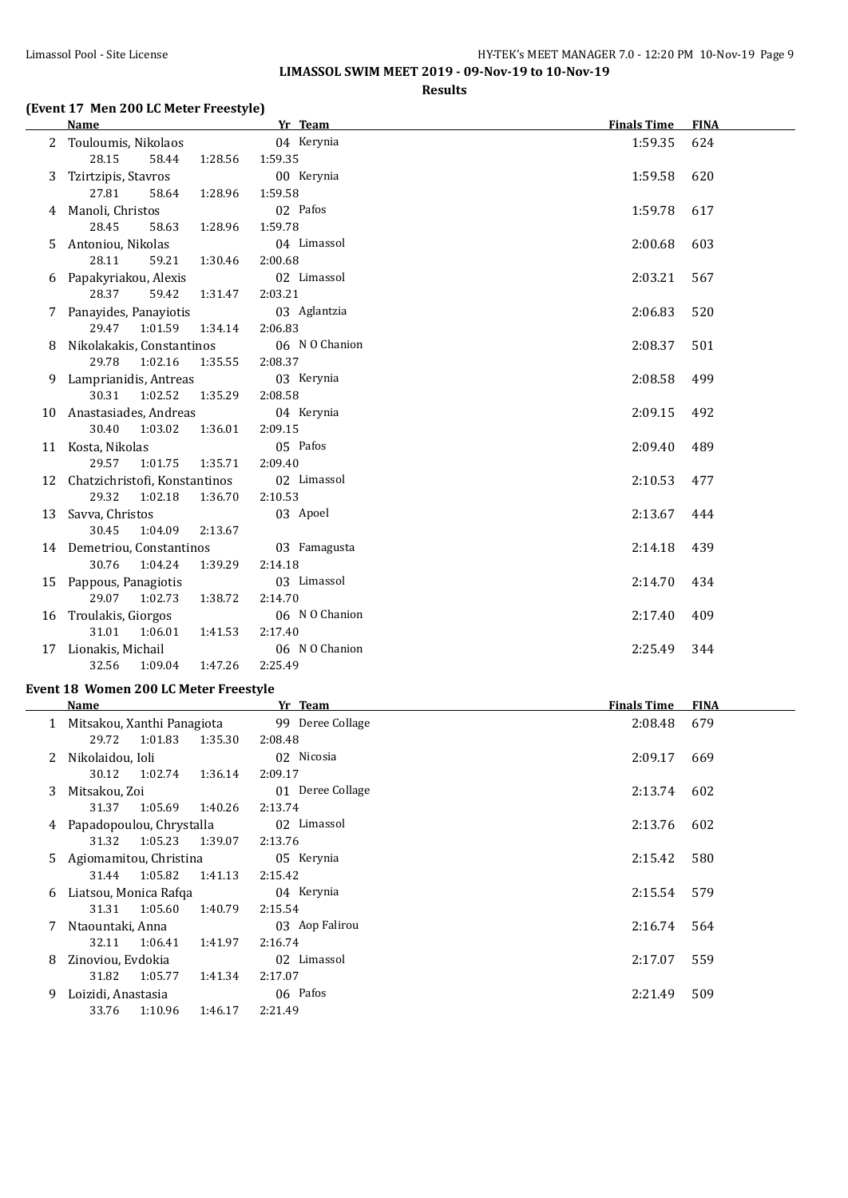**LIMASSOL SWIM MEET 2019 - 09-Nov-19 to 10-Nov-19**

**Results**

### (Event 17 Men 200 LC Meter Freestyle)

| | Name | Yr | Team | Finals Time | FINA |
|---|---|---|---|---|---|
| 2 | Touloumis, Nikolaos | 04 | Kerynia | 1:59.35 | 624 |
| | 28.15 58.44 1:28.56 1:59.35 | | | | |
| 3 | Tzirtzipis, Stavros | 00 | Kerynia | 1:59.58 | 620 |
| | 27.81 58.64 1:28.96 1:59.58 | | | | |
| 4 | Manoli, Christos | 02 | Pafos | 1:59.78 | 617 |
| | 28.45 58.63 1:28.96 1:59.78 | | | | |
| 5 | Antoniou, Nikolas | 04 | Limassol | 2:00.68 | 603 |
| | 28.11 59.21 1:30.46 2:00.68 | | | | |
| 6 | Papakyriakou, Alexis | 02 | Limassol | 2:03.21 | 567 |
| | 28.37 59.42 1:31.47 2:03.21 | | | | |
| 7 | Panayides, Panayiotis | 03 | Aglantzia | 2:06.83 | 520 |
| | 29.47 1:01.59 1:34.14 2:06.83 | | | | |
| 8 | Nikolakakis, Constantinos | 06 | N O Chanion | 2:08.37 | 501 |
| | 29.78 1:02.16 1:35.55 2:08.37 | | | | |
| 9 | Lamprianidis, Antreas | 03 | Kerynia | 2:08.58 | 499 |
| | 30.31 1:02.52 1:35.29 2:08.58 | | | | |
| 10 | Anastasiades, Andreas | 04 | Kerynia | 2:09.15 | 492 |
| | 30.40 1:03.02 1:36.01 2:09.15 | | | | |
| 11 | Kosta, Nikolas | 05 | Pafos | 2:09.40 | 489 |
| | 29.57 1:01.75 1:35.71 2:09.40 | | | | |
| 12 | Chatzichristofi, Konstantinos | 02 | Limassol | 2:10.53 | 477 |
| | 29.32 1:02.18 1:36.70 2:10.53 | | | | |
| 13 | Savva, Christos | 03 | Apoel | 2:13.67 | 444 |
| | 30.45 1:04.09 2:13.67 | | | | |
| 14 | Demetriou, Constantinos | 03 | Famagusta | 2:14.18 | 439 |
| | 30.76 1:04.24 1:39.29 2:14.18 | | | | |
| 15 | Pappous, Panagiotis | 03 | Limassol | 2:14.70 | 434 |
| | 29.07 1:02.73 1:38.72 2:14.70 | | | | |
| 16 | Troulakis, Giorgos | 06 | N O Chanion | 2:17.40 | 409 |
| | 31.01 1:06.01 1:41.53 2:17.40 | | | | |
| 17 | Lionakis, Michail | 06 | N O Chanion | 2:25.49 | 344 |
| | 32.56 1:09.04 1:47.26 2:25.49 | | | | |

### Event 18 Women 200 LC Meter Freestyle

| | Name | Yr | Team | Finals Time | FINA |
|---|---|---|---|---|---|
| 1 | Mitsakou, Xanthi Panagiota | 99 | Deree Collage | 2:08.48 | 679 |
| | 29.72 1:01.83 1:35.30 2:08.48 | | | | |
| 2 | Nikolaidou, Ioli | 02 | Nicosia | 2:09.17 | 669 |
| | 30.12 1:02.74 1:36.14 2:09.17 | | | | |
| 3 | Mitsakou, Zoi | 01 | Deree Collage | 2:13.74 | 602 |
| | 31.37 1:05.69 1:40.26 2:13.74 | | | | |
| 4 | Papadopoulou, Chrystalla | 02 | Limassol | 2:13.76 | 602 |
| | 31.32 1:05.23 1:39.07 2:13.76 | | | | |
| 5 | Agiomamitou, Christina | 05 | Kerynia | 2:15.42 | 580 |
| | 31.44 1:05.82 1:41.13 2:15.42 | | | | |
| 6 | Liatsou, Monica Rafqa | 04 | Kerynia | 2:15.54 | 579 |
| | 31.31 1:05.60 1:40.79 2:15.54 | | | | |
| 7 | Ntaountaki, Anna | 03 | Aop Falirou | 2:16.74 | 564 |
| | 32.11 1:06.41 1:41.97 2:16.74 | | | | |
| 8 | Zinoviou, Evdokia | 02 | Limassol | 2:17.07 | 559 |
| | 31.82 1:05.77 1:41.34 2:17.07 | | | | |
| 9 | Loizidi, Anastasia | 06 | Pafos | 2:21.49 | 509 |
| | 33.76 1:10.96 1:46.17 2:21.49 | | | | |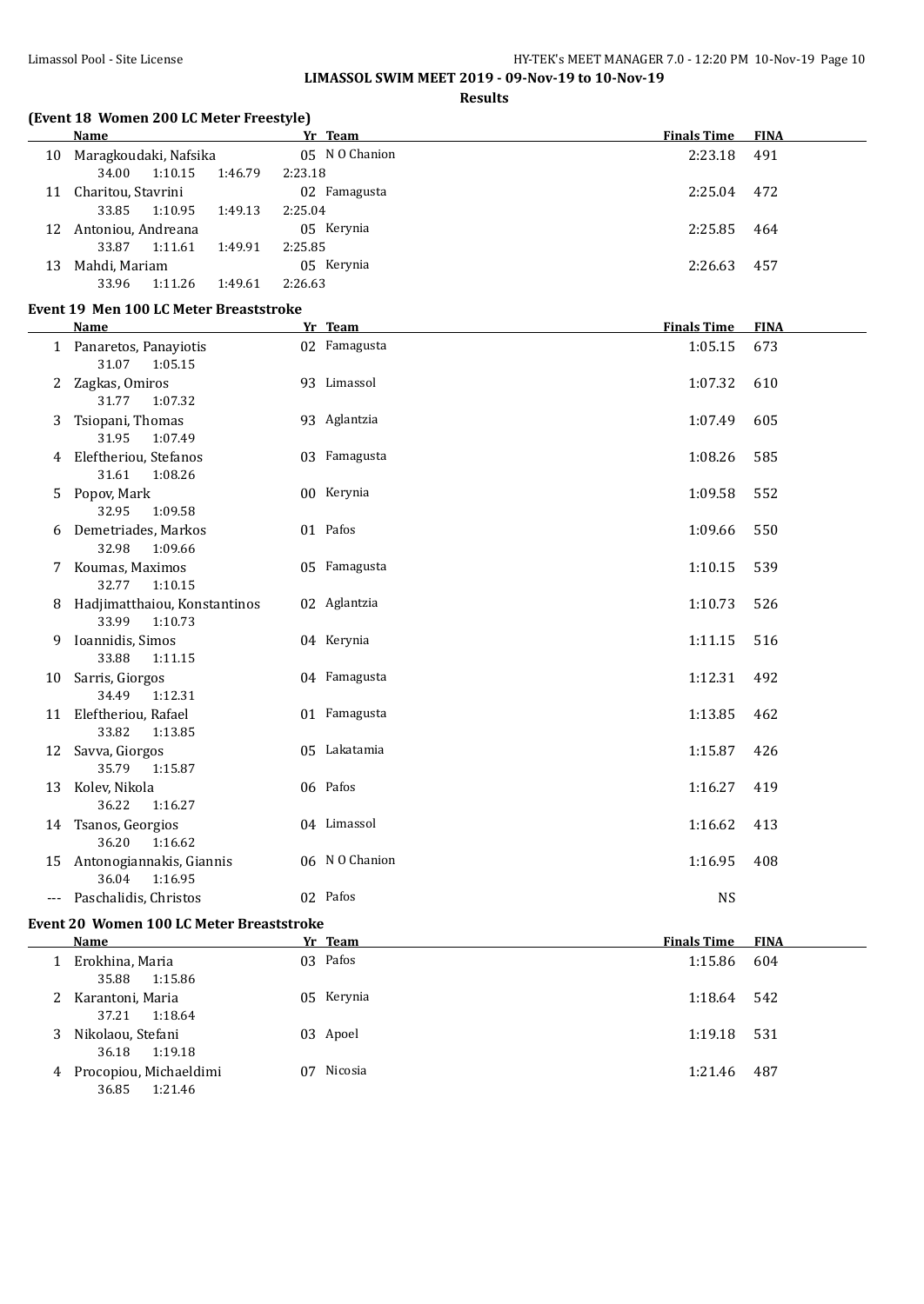LIMASSOL SWIM MEET 2019 - 09-Nov-19 to 10-Nov-19

**Results**

### (Event 18 Women 200 LC Meter Freestyle)

| | Name | Yr | Team | Finals Time | FINA |
|---|---|---|---|---|---|
| 10 | Maragkoudaki, Nafsika | 05 | N O Chanion | 2:23.18 | 491 |
| | 34.00 1:10.15 1:46.79 2:23.18 | | | | |
| 11 | Charitou, Stavrini | 02 | Famagusta | 2:25.04 | 472 |
| | 33.85 1:10.95 1:49.13 2:25.04 | | | | |
| 12 | Antoniou, Andreana | 05 | Kerynia | 2:25.85 | 464 |
| | 33.87 1:11.61 1:49.91 2:25.85 | | | | |
| 13 | Mahdi, Mariam | 05 | Kerynia | 2:26.63 | 457 |
| | 33.96 1:11.26 1:49.61 2:26.63 | | | | |

### Event 19 Men 100 LC Meter Breaststroke

| | Name | Yr | Team | Finals Time | FINA |
|---|---|---|---|---|---|
| 1 | Panaretos, Panayiotis | 02 | Famagusta | 1:05.15 | 673 |
| | 31.07 1:05.15 | | | | |
| 2 | Zagkas, Omiros | 93 | Limassol | 1:07.32 | 610 |
| | 31.77 1:07.32 | | | | |
| 3 | Tsiopani, Thomas | 93 | Aglantzia | 1:07.49 | 605 |
| | 31.95 1:07.49 | | | | |
| 4 | Eleftheriou, Stefanos | 03 | Famagusta | 1:08.26 | 585 |
| | 31.61 1:08.26 | | | | |
| 5 | Popov, Mark | 00 | Kerynia | 1:09.58 | 552 |
| | 32.95 1:09.58 | | | | |
| 6 | Demetriades, Markos | 01 | Pafos | 1:09.66 | 550 |
| | 32.98 1:09.66 | | | | |
| 7 | Koumas, Maximos | 05 | Famagusta | 1:10.15 | 539 |
| | 32.77 1:10.15 | | | | |
| 8 | Hadjimatthaiou, Konstantinos | 02 | Aglantzia | 1:10.73 | 526 |
| | 33.99 1:10.73 | | | | |
| 9 | Ioannidis, Simos | 04 | Kerynia | 1:11.15 | 516 |
| | 33.88 1:11.15 | | | | |
| 10 | Sarris, Giorgos | 04 | Famagusta | 1:12.31 | 492 |
| | 34.49 1:12.31 | | | | |
| 11 | Eleftheriou, Rafael | 01 | Famagusta | 1:13.85 | 462 |
| | 33.82 1:13.85 | | | | |
| 12 | Savva, Giorgos | 05 | Lakatamia | 1:15.87 | 426 |
| | 35.79 1:15.87 | | | | |
| 13 | Kolev, Nikola | 06 | Pafos | 1:16.27 | 419 |
| | 36.22 1:16.27 | | | | |
| 14 | Tsanos, Georgios | 04 | Limassol | 1:16.62 | 413 |
| | 36.20 1:16.62 | | | | |
| 15 | Antonogiannakis, Giannis | 06 | N O Chanion | 1:16.95 | 408 |
| | 36.04 1:16.95 | | | | |
| --- | Paschalidis, Christos | 02 | Pafos | NS | |

### Event 20 Women 100 LC Meter Breaststroke

| | Name | Yr | Team | Finals Time | FINA |
|---|---|---|---|---|---|
| 1 | Erokhina, Maria | 03 | Pafos | 1:15.86 | 604 |
| | 35.88 1:15.86 | | | | |
| 2 | Karantoni, Maria | 05 | Kerynia | 1:18.64 | 542 |
| | 37.21 1:18.64 | | | | |
| 3 | Nikolaou, Stefani | 03 | Apoel | 1:19.18 | 531 |
| | 36.18 1:19.18 | | | | |
| 4 | Procopiou, Michaeldimi | 07 | Nicosia | 1:21.46 | 487 |
| | 36.85 1:21.46 | | | | |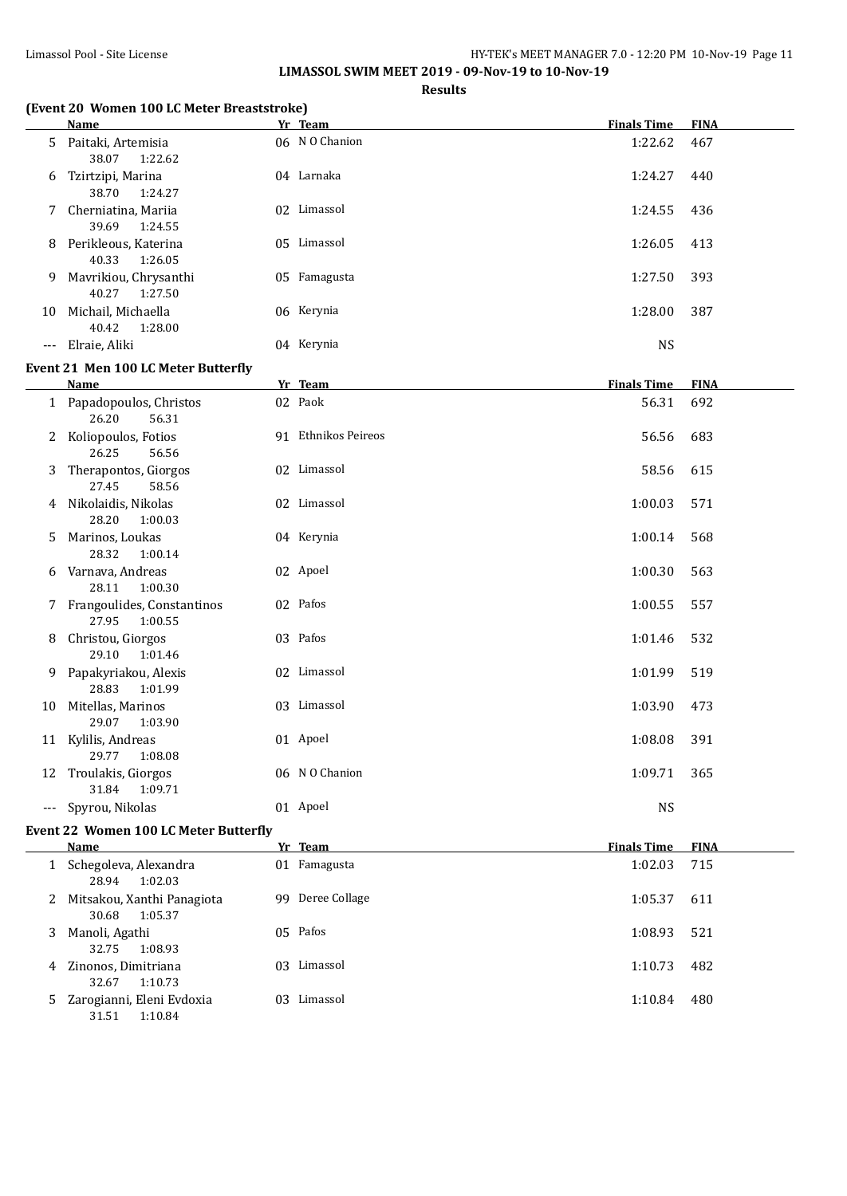**LIMASSOL SWIM MEET 2019 - 09-Nov-19 to 10-Nov-19**

**Results**

### (Event 20 Women 100 LC Meter Breaststroke)

| | Name | Yr | Team | Finals Time | FINA |
|---|---|---|---|---|---|
| 5 | Paitaki, Artemisia<br>38.07 1:22.62 | 06 | N O Chanion | 1:22.62 | 467 |
| 6 | Tzirtzipi, Marina<br>38.70 1:24.27 | 04 | Larnaka | 1:24.27 | 440 |
| 7 | Cherniatina, Mariia<br>39.69 1:24.55 | 02 | Limassol | 1:24.55 | 436 |
| 8 | Perikleous, Katerina<br>40.33 1:26.05 | 05 | Limassol | 1:26.05 | 413 |
| 9 | Mavrikiou, Chrysanthi<br>40.27 1:27.50 | 05 | Famagusta | 1:27.50 | 393 |
| 10 | Michail, Michaella<br>40.42 1:28.00 | 06 | Kerynia | 1:28.00 | 387 |
| --- | Elraie, Aliki | 04 | Kerynia | NS | |

### Event 21 Men 100 LC Meter Butterfly

| | Name | Yr | Team | Finals Time | FINA |
|---|---|---|---|---|---|
| 1 | Papadopoulos, Christos<br>26.20 56.31 | 02 | Paok | 56.31 | 692 |
| 2 | Koliopoulos, Fotios<br>26.25 56.56 | 91 | Ethnikos Peireos | 56.56 | 683 |
| 3 | Therapontos, Giorgos<br>27.45 58.56 | 02 | Limassol | 58.56 | 615 |
| 4 | Nikolaidis, Nikolas<br>28.20 1:00.03 | 02 | Limassol | 1:00.03 | 571 |
| 5 | Marinos, Loukas<br>28.32 1:00.14 | 04 | Kerynia | 1:00.14 | 568 |
| 6 | Varnava, Andreas<br>28.11 1:00.30 | 02 | Apoel | 1:00.30 | 563 |
| 7 | Frangoulides, Constantinos<br>27.95 1:00.55 | 02 | Pafos | 1:00.55 | 557 |
| 8 | Christou, Giorgos<br>29.10 1:01.46 | 03 | Pafos | 1:01.46 | 532 |
| 9 | Papakyriakou, Alexis<br>28.83 1:01.99 | 02 | Limassol | 1:01.99 | 519 |
| 10 | Mitellas, Marinos<br>29.07 1:03.90 | 03 | Limassol | 1:03.90 | 473 |
| 11 | Kylilis, Andreas<br>29.77 1:08.08 | 01 | Apoel | 1:08.08 | 391 |
| 12 | Troulakis, Giorgos<br>31.84 1:09.71 | 06 | N O Chanion | 1:09.71 | 365 |
| --- | Spyrou, Nikolas | 01 | Apoel | NS | |

### Event 22 Women 100 LC Meter Butterfly

| | Name | Yr | Team | Finals Time | FINA |
|---|---|---|---|---|---|
| 1 | Schegoleva, Alexandra<br>28.94 1:02.03 | 01 | Famagusta | 1:02.03 | 715 |
| 2 | Mitsakou, Xanthi Panagiota<br>30.68 1:05.37 | 99 | Deree Collage | 1:05.37 | 611 |
| 3 | Manoli, Agathi<br>32.75 1:08.93 | 05 | Pafos | 1:08.93 | 521 |
| 4 | Zinonos, Dimitriana<br>32.67 1:10.73 | 03 | Limassol | 1:10.73 | 482 |
| 5 | Zarogianni, Eleni Evdoxia<br>31.51 1:10.84 | 03 | Limassol | 1:10.84 | 480 |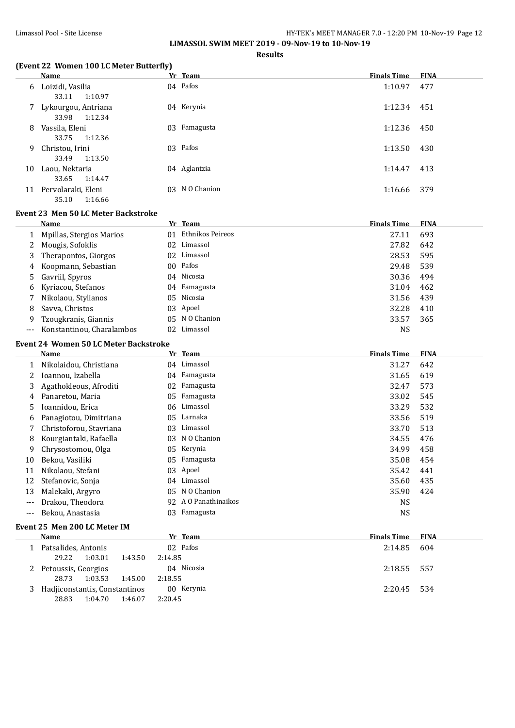**LIMASSOL SWIM MEET 2019 - 09-Nov-19 to 10-Nov-19**

**Results**

### (Event 22 Women 100 LC Meter Butterfly)

| | Name | Yr | Team | Finals Time | FINA |
|---|---|---|---|---|---|
| 6 | Loizidi, Vasilia | 04 | Pafos | 1:10.97 | 477 |
| | 33.11 1:10.97 | | | | |
| 7 | Lykourgou, Antriana | 04 | Kerynia | 1:12.34 | 451 |
| | 33.98 1:12.34 | | | | |
| 8 | Vassila, Eleni | 03 | Famagusta | 1:12.36 | 450 |
| | 33.75 1:12.36 | | | | |
| 9 | Christou, Irini | 03 | Pafos | 1:13.50 | 430 |
| | 33.49 1:13.50 | | | | |
| 10 | Laou, Nektaria | 04 | Aglantzia | 1:14.47 | 413 |
| | 33.65 1:14.47 | | | | |
| 11 | Pervolaraki, Eleni | 03 | N O Chanion | 1:16.66 | 379 |
| | 35.10 1:16.66 | | | | |

### Event 23 Men 50 LC Meter Backstroke

| | Name | Yr | Team | Finals Time | FINA |
|---|---|---|---|---|---|
| 1 | Mpillas, Stergios Marios | 01 | Ethnikos Peireos | 27.11 | 693 |
| 2 | Mougis, Sofoklis | 02 | Limassol | 27.82 | 642 |
| 3 | Therapontos, Giorgos | 02 | Limassol | 28.53 | 595 |
| 4 | Koopmann, Sebastian | 00 | Pafos | 29.48 | 539 |
| 5 | Gavriil, Spyros | 04 | Nicosia | 30.36 | 494 |
| 6 | Kyriacou, Stefanos | 04 | Famagusta | 31.04 | 462 |
| 7 | Nikolaou, Stylianos | 05 | Nicosia | 31.56 | 439 |
| 8 | Savva, Christos | 03 | Apoel | 32.28 | 410 |
| 9 | Tzougkranis, Giannis | 05 | N O Chanion | 33.57 | 365 |
| --- | Konstantinou, Charalambos | 02 | Limassol | NS | |

### Event 24 Women 50 LC Meter Backstroke

| | Name | Yr | Team | Finals Time | FINA |
|---|---|---|---|---|---|
| 1 | Nikolaidou, Christiana | 04 | Limassol | 31.27 | 642 |
| 2 | Ioannou, Izabella | 04 | Famagusta | 31.65 | 619 |
| 3 | Agathokleous, Afroditi | 02 | Famagusta | 32.47 | 573 |
| 4 | Panaretou, Maria | 05 | Famagusta | 33.02 | 545 |
| 5 | Ioannidou, Erica | 06 | Limassol | 33.29 | 532 |
| 6 | Panagiotou, Dimitriana | 05 | Larnaka | 33.56 | 519 |
| 7 | Christoforou, Stavriana | 03 | Limassol | 33.70 | 513 |
| 8 | Kourgiantaki, Rafaella | 03 | N O Chanion | 34.55 | 476 |
| 9 | Chrysostomou, Olga | 05 | Kerynia | 34.99 | 458 |
| 10 | Bekou, Vasiliki | 05 | Famagusta | 35.08 | 454 |
| 11 | Nikolaou, Stefani | 03 | Apoel | 35.42 | 441 |
| 12 | Stefanovic, Sonja | 04 | Limassol | 35.60 | 435 |
| 13 | Malekaki, Argyro | 05 | N O Chanion | 35.90 | 424 |
| --- | Drakou, Theodora | 92 | A O Panathinaikos | NS | |
| --- | Bekou, Anastasia | 03 | Famagusta | NS | |

### Event 25 Men 200 LC Meter IM

| | Name | Yr | Team | Finals Time | FINA |
|---|---|---|---|---|---|
| 1 | Patsalides, Antonis | 02 | Pafos | 2:14.85 | 604 |
| | 29.22 1:03.01 1:43.50 2:14.85 | | | | |
| 2 | Petoussis, Georgios | 04 | Nicosia | 2:18.55 | 557 |
| | 28.73 1:03.53 1:45.00 2:18.55 | | | | |
| 3 | Hadjiconstantis, Constantinos | 00 | Kerynia | 2:20.45 | 534 |
| | 28.83 1:04.70 1:46.07 2:20.45 | | | | |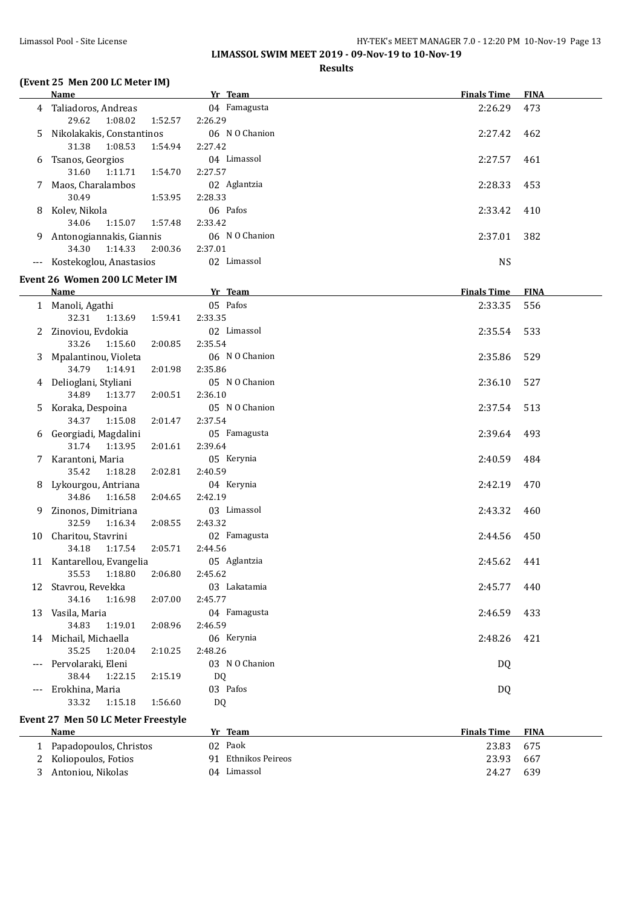# LIMASSOL SWIM MEET 2019 - 09-Nov-19 to 10-Nov-19

## Results

### (Event 25 Men 200 LC Meter IM)

| | Name | Yr | Team | Finals Time | FINA |
|---|---|---|---|---|---|
| 4 | Taliadoros, Andreas | 04 | Famagusta | 2:26.29 | 473 |
| | 29.62 1:08.02 1:52.57 2:26.29 | | | | |
| 5 | Nikolakakis, Constantinos | 06 | N O Chanion | 2:27.42 | 462 |
| | 31.38 1:08.53 1:54.94 2:27.42 | | | | |
| 6 | Tsanos, Georgios | 04 | Limassol | 2:27.57 | 461 |
| | 31.60 1:11.71 1:54.70 2:27.57 | | | | |
| 7 | Maos, Charalambos | 02 | Aglantzia | 2:28.33 | 453 |
| | 30.49 1:53.95 2:28.33 | | | | |
| 8 | Kolev, Nikola | 06 | Pafos | 2:33.42 | 410 |
| | 34.06 1:15.07 1:57.48 2:33.42 | | | | |
| 9 | Antonogiannakis, Giannis | 06 | N O Chanion | 2:37.01 | 382 |
| | 34.30 1:14.33 2:00.36 2:37.01 | | | | |
| --- | Kostekoglou, Anastasios | 02 | Limassol | NS | |

### Event 26 Women 200 LC Meter IM

| | Name | Yr | Team | Finals Time | FINA |
|---|---|---|---|---|---|
| 1 | Manoli, Agathi | 05 | Pafos | 2:33.35 | 556 |
| | 32.31 1:13.69 1:59.41 2:33.35 | | | | |
| 2 | Zinoviou, Evdokia | 02 | Limassol | 2:35.54 | 533 |
| | 33.26 1:15.60 2:00.85 2:35.54 | | | | |
| 3 | Mpalantinou, Violeta | 06 | N O Chanion | 2:35.86 | 529 |
| | 34.79 1:14.91 2:01.98 2:35.86 | | | | |
| 4 | Delioglani, Styliani | 05 | N O Chanion | 2:36.10 | 527 |
| | 34.89 1:13.77 2:00.51 2:36.10 | | | | |
| 5 | Koraka, Despoina | 05 | N O Chanion | 2:37.54 | 513 |
| | 34.37 1:15.08 2:01.47 2:37.54 | | | | |
| 6 | Georgiadi, Magdalini | 05 | Famagusta | 2:39.64 | 493 |
| | 31.74 1:13.95 2:01.61 2:39.64 | | | | |
| 7 | Karantoni, Maria | 05 | Kerynia | 2:40.59 | 484 |
| | 35.42 1:18.28 2:02.81 2:40.59 | | | | |
| 8 | Lykourgou, Antriana | 04 | Kerynia | 2:42.19 | 470 |
| | 34.86 1:16.58 2:04.65 2:42.19 | | | | |
| 9 | Zinonos, Dimitriana | 03 | Limassol | 2:43.32 | 460 |
| | 32.59 1:16.34 2:08.55 2:43.32 | | | | |
| 10 | Charitou, Stavrini | 02 | Famagusta | 2:44.56 | 450 |
| | 34.18 1:17.54 2:05.71 2:44.56 | | | | |
| 11 | Kantarellou, Evangelia | 05 | Aglantzia | 2:45.62 | 441 |
| | 35.53 1:18.80 2:06.80 2:45.62 | | | | |
| 12 | Stavrou, Revekka | 03 | Lakatamia | 2:45.77 | 440 |
| | 34.16 1:16.98 2:07.00 2:45.77 | | | | |
| 13 | Vasila, Maria | 04 | Famagusta | 2:46.59 | 433 |
| | 34.83 1:19.01 2:08.96 2:46.59 | | | | |
| 14 | Michail, Michaella | 06 | Kerynia | 2:48.26 | 421 |
| | 35.25 1:20.04 2:10.25 2:48.26 | | | | |
| --- | Pervolaraki, Eleni | 03 | N O Chanion | DQ | |
| | 38.44 1:22.15 2:15.19 DQ | | | | |
| --- | Erokhina, Maria | 03 | Pafos | DQ | |
| | 33.32 1:15.18 1:56.60 DQ | | | | |

### Event 27 Men 50 LC Meter Freestyle

| | Name | Yr | Team | Finals Time | FINA |
|---|---|---|---|---|---|
| 1 | Papadopoulos, Christos | 02 | Paok | 23.83 | 675 |
| 2 | Koliopoulos, Fotios | 91 | Ethnikos Peireos | 23.93 | 667 |
| 3 | Antoniou, Nikolas | 04 | Limassol | 24.27 | 639 |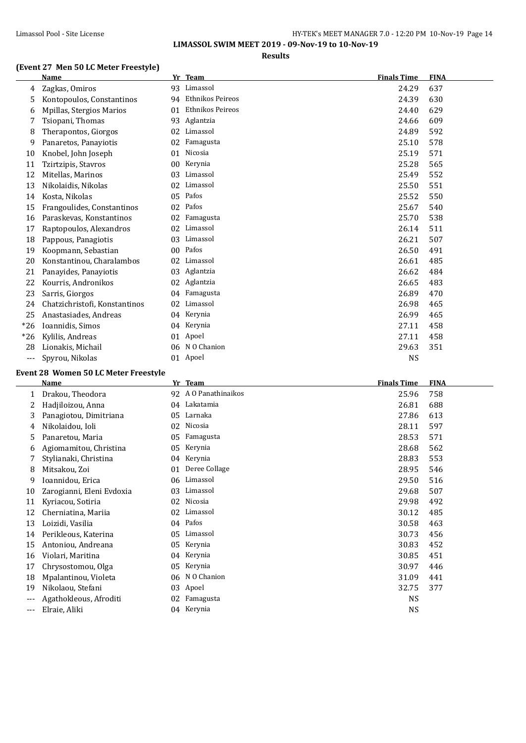LIMASSOL SWIM MEET 2019 - 09-Nov-19 to 10-Nov-19

**Results**

### (Event 27 Men 50 LC Meter Freestyle)

| | Name | Yr | Team | Finals Time | FINA |
|---|---|---|---|---|---|
| 4 | Zagkas, Omiros | 93 | Limassol | 24.29 | 637 |
| 5 | Kontopoulos, Constantinos | 94 | Ethnikos Peireos | 24.39 | 630 |
| 6 | Mpillas, Stergios Marios | 01 | Ethnikos Peireos | 24.40 | 629 |
| 7 | Tsiopani, Thomas | 93 | Aglantzia | 24.66 | 609 |
| 8 | Therapontos, Giorgos | 02 | Limassol | 24.89 | 592 |
| 9 | Panaretos, Panayiotis | 02 | Famagusta | 25.10 | 578 |
| 10 | Knobel, John Joseph | 01 | Nicosia | 25.19 | 571 |
| 11 | Tzirtzipis, Stavros | 00 | Kerynia | 25.28 | 565 |
| 12 | Mitellas, Marinos | 03 | Limassol | 25.49 | 552 |
| 13 | Nikolaidis, Nikolas | 02 | Limassol | 25.50 | 551 |
| 14 | Kosta, Nikolas | 05 | Pafos | 25.52 | 550 |
| 15 | Frangoulides, Constantinos | 02 | Pafos | 25.67 | 540 |
| 16 | Paraskevas, Konstantinos | 02 | Famagusta | 25.70 | 538 |
| 17 | Raptopoulos, Alexandros | 02 | Limassol | 26.14 | 511 |
| 18 | Pappous, Panagiotis | 03 | Limassol | 26.21 | 507 |
| 19 | Koopmann, Sebastian | 00 | Pafos | 26.50 | 491 |
| 20 | Konstantinou, Charalambos | 02 | Limassol | 26.61 | 485 |
| 21 | Panayides, Panayiotis | 03 | Aglantzia | 26.62 | 484 |
| 22 | Kourris, Andronikos | 02 | Aglantzia | 26.65 | 483 |
| 23 | Sarris, Giorgos | 04 | Famagusta | 26.89 | 470 |
| 24 | Chatzichristofi, Konstantinos | 02 | Limassol | 26.98 | 465 |
| 25 | Anastasiades, Andreas | 04 | Kerynia | 26.99 | 465 |
| *26 | Ioannidis, Simos | 04 | Kerynia | 27.11 | 458 |
| *26 | Kylilis, Andreas | 01 | Apoel | 27.11 | 458 |
| 28 | Lionakis, Michail | 06 | N O Chanion | 29.63 | 351 |
| --- | Spyrou, Nikolas | 01 | Apoel | NS | |

### Event 28 Women 50 LC Meter Freestyle

| | Name | Yr | Team | Finals Time | FINA |
|---|---|---|---|---|---|
| 1 | Drakou, Theodora | 92 | A O Panathinaikos | 25.96 | 758 |
| 2 | Hadjiloizou, Anna | 04 | Lakatamia | 26.81 | 688 |
| 3 | Panagiotou, Dimitriana | 05 | Larnaka | 27.86 | 613 |
| 4 | Nikolaidou, Ioli | 02 | Nicosia | 28.11 | 597 |
| 5 | Panaretou, Maria | 05 | Famagusta | 28.53 | 571 |
| 6 | Agiomamitou, Christina | 05 | Kerynia | 28.68 | 562 |
| 7 | Stylianaki, Christina | 04 | Kerynia | 28.83 | 553 |
| 8 | Mitsakou, Zoi | 01 | Deree Collage | 28.95 | 546 |
| 9 | Ioannidou, Erica | 06 | Limassol | 29.50 | 516 |
| 10 | Zarogianni, Eleni Evdoxia | 03 | Limassol | 29.68 | 507 |
| 11 | Kyriacou, Sotiria | 02 | Nicosia | 29.98 | 492 |
| 12 | Cherniatina, Mariia | 02 | Limassol | 30.12 | 485 |
| 13 | Loizidi, Vasilia | 04 | Pafos | 30.58 | 463 |
| 14 | Perikleous, Katerina | 05 | Limassol | 30.73 | 456 |
| 15 | Antoniou, Andreana | 05 | Kerynia | 30.83 | 452 |
| 16 | Violari, Maritina | 04 | Kerynia | 30.85 | 451 |
| 17 | Chrysostomou, Olga | 05 | Kerynia | 30.97 | 446 |
| 18 | Mpalantinou, Violeta | 06 | N O Chanion | 31.09 | 441 |
| 19 | Nikolaou, Stefani | 03 | Apoel | 32.75 | 377 |
| --- | Agathokleous, Afroditi | 02 | Famagusta | NS | |
| --- | Elraie, Aliki | 04 | Kerynia | NS | |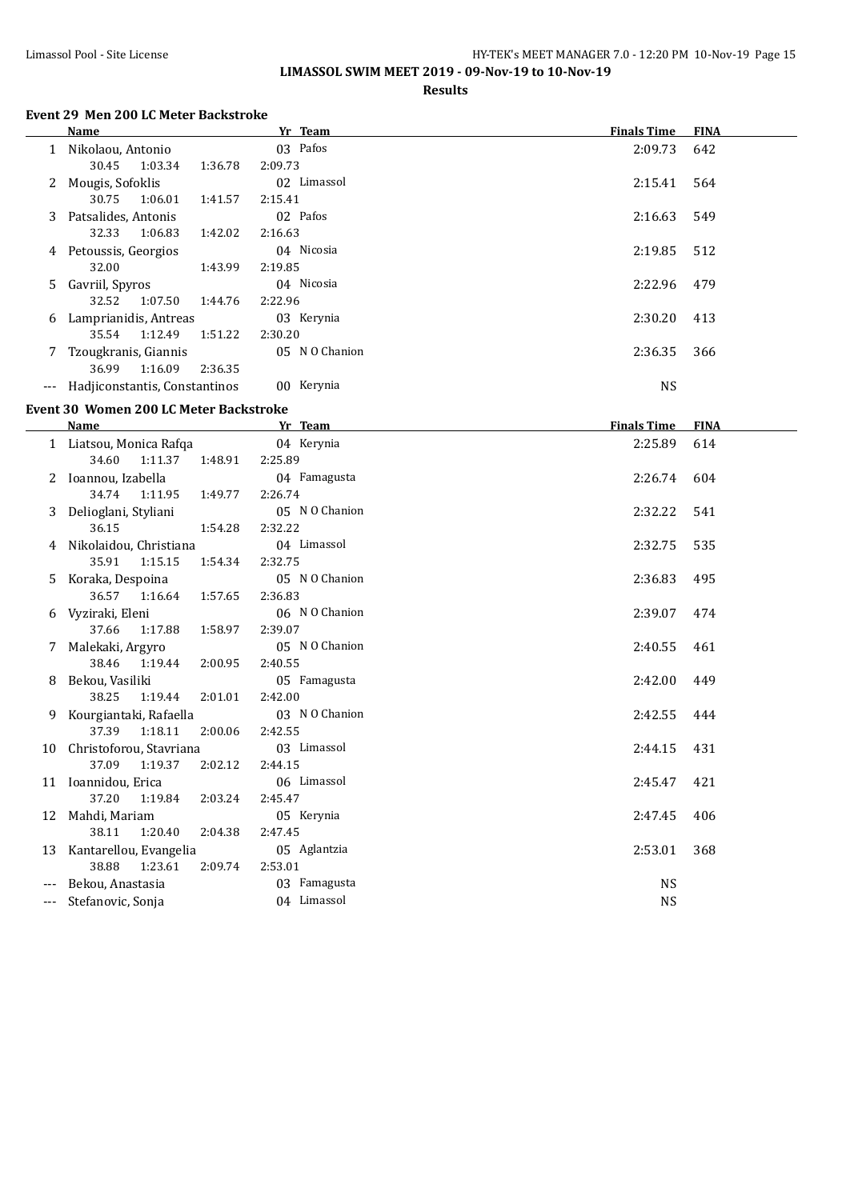# LIMASSOL SWIM MEET 2019 - 09-Nov-19 to 10-Nov-19

## Results

### Event 29 Men 200 LC Meter Backstroke

| | Name | Yr | Team | Finals Time | FINA |
|---|---|---|---|---|---|
| 1 | Nikolaou, Antonio | 03 | Pafos | 2:09.73 | 642 |
| | 30.45 1:03.34 1:36.78 2:09.73 | | | | |
| 2 | Mougis, Sofoklis | 02 | Limassol | 2:15.41 | 564 |
| | 30.75 1:06.01 1:41.57 2:15.41 | | | | |
| 3 | Patsalides, Antonis | 02 | Pafos | 2:16.63 | 549 |
| | 32.33 1:06.83 1:42.02 2:16.63 | | | | |
| 4 | Petoussis, Georgios | 04 | Nicosia | 2:19.85 | 512 |
| | 32.00 1:43.99 2:19.85 | | | | |
| 5 | Gavriil, Spyros | 04 | Nicosia | 2:22.96 | 479 |
| | 32.52 1:07.50 1:44.76 2:22.96 | | | | |
| 6 | Lamprianidis, Antreas | 03 | Kerynia | 2:30.20 | 413 |
| | 35.54 1:12.49 1:51.22 2:30.20 | | | | |
| 7 | Tzougkranis, Giannis | 05 | N O Chanion | 2:36.35 | 366 |
| | 36.99 1:16.09 2:36.35 | | | | |
| --- | Hadjiconstantis, Constantinos | 00 | Kerynia | NS | |

### Event 30 Women 200 LC Meter Backstroke

| | Name | Yr | Team | Finals Time | FINA |
|---|---|---|---|---|---|
| 1 | Liatsou, Monica Rafqa | 04 | Kerynia | 2:25.89 | 614 |
| | 34.60 1:11.37 1:48.91 2:25.89 | | | | |
| 2 | Ioannou, Izabella | 04 | Famagusta | 2:26.74 | 604 |
| | 34.74 1:11.95 1:49.77 2:26.74 | | | | |
| 3 | Delioglani, Styliani | 05 | N O Chanion | 2:32.22 | 541 |
| | 36.15 1:54.28 2:32.22 | | | | |
| 4 | Nikolaidou, Christiana | 04 | Limassol | 2:32.75 | 535 |
| | 35.91 1:15.15 1:54.34 2:32.75 | | | | |
| 5 | Koraka, Despoina | 05 | N O Chanion | 2:36.83 | 495 |
| | 36.57 1:16.64 1:57.65 2:36.83 | | | | |
| 6 | Vyziraki, Eleni | 06 | N O Chanion | 2:39.07 | 474 |
| | 37.66 1:17.88 1:58.97 2:39.07 | | | | |
| 7 | Malekaki, Argyro | 05 | N O Chanion | 2:40.55 | 461 |
| | 38.46 1:19.44 2:00.95 2:40.55 | | | | |
| 8 | Bekou, Vasiliki | 05 | Famagusta | 2:42.00 | 449 |
| | 38.25 1:19.44 2:01.01 2:42.00 | | | | |
| 9 | Kourgiantaki, Rafaella | 03 | N O Chanion | 2:42.55 | 444 |
| | 37.39 1:18.11 2:00.06 2:42.55 | | | | |
| 10 | Christoforou, Stavriana | 03 | Limassol | 2:44.15 | 431 |
| | 37.09 1:19.37 2:02.12 2:44.15 | | | | |
| 11 | Ioannidou, Erica | 06 | Limassol | 2:45.47 | 421 |
| | 37.20 1:19.84 2:03.24 2:45.47 | | | | |
| 12 | Mahdi, Mariam | 05 | Kerynia | 2:47.45 | 406 |
| | 38.11 1:20.40 2:04.38 2:47.45 | | | | |
| 13 | Kantarellou, Evangelia | 05 | Aglantzia | 2:53.01 | 368 |
| | 38.88 1:23.61 2:09.74 2:53.01 | | | | |
| --- | Bekou, Anastasia | 03 | Famagusta | NS | |
| --- | Stefanovic, Sonja | 04 | Limassol | NS | |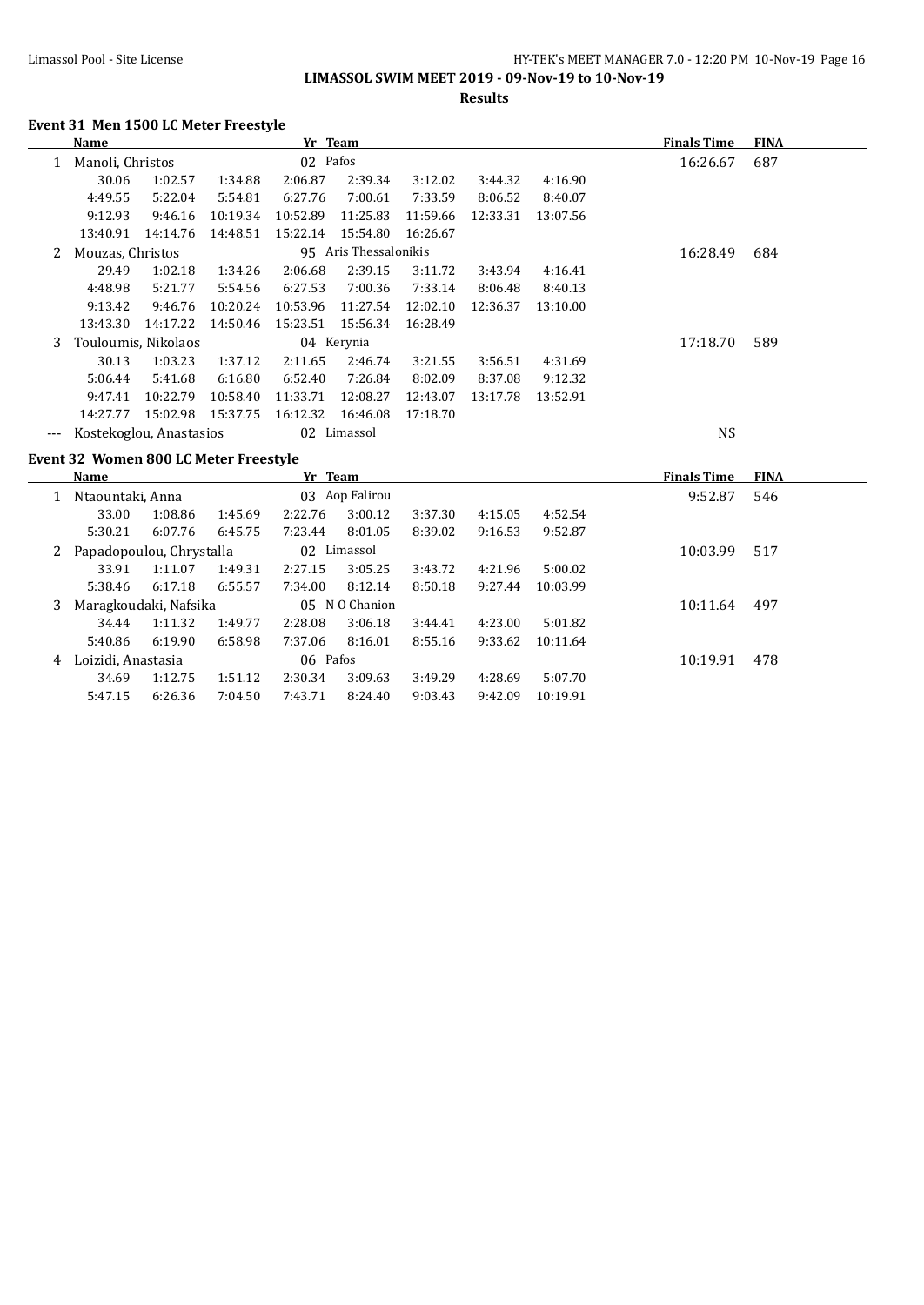# LIMASSOL SWIM MEET 2019 - 09-Nov-19 to 10-Nov-19

## Results

### Event 31 Men 1500 LC Meter Freestyle

| | Name | | | Yr | Team | | | | Finals Time | FINA |
|---|---|---|---|---|---|---|---|---|---|---|
| 1 | Manoli, Christos | | | 02 | Pafos | | | | 16:26.67 | 687 |
| | 30.06 | 1:02.57 | 1:34.88 | 2:06.87 | 2:39.34 | 3:12.02 | 3:44.32 | 4:16.90 | | |
| | 4:49.55 | 5:22.04 | 5:54.81 | 6:27.76 | 7:00.61 | 7:33.59 | 8:06.52 | 8:40.07 | | |
| | 9:12.93 | 9:46.16 | 10:19.34 | 10:52.89 | 11:25.83 | 11:59.66 | 12:33.31 | 13:07.56 | | |
| | 13:40.91 | 14:14.76 | 14:48.51 | 15:22.14 | 15:54.80 | 16:26.67 | | | | |
| 2 | Mouzas, Christos | | | 95 | Aris Thessalonikis | | | | 16:28.49 | 684 |
| | 29.49 | 1:02.18 | 1:34.26 | 2:06.68 | 2:39.15 | 3:11.72 | 3:43.94 | 4:16.41 | | |
| | 4:48.98 | 5:21.77 | 5:54.56 | 6:27.53 | 7:00.36 | 7:33.14 | 8:06.48 | 8:40.13 | | |
| | 9:13.42 | 9:46.76 | 10:20.24 | 10:53.96 | 11:27.54 | 12:02.10 | 12:36.37 | 13:10.00 | | |
| | 13:43.30 | 14:17.22 | 14:50.46 | 15:23.51 | 15:56.34 | 16:28.49 | | | | |
| 3 | Touloumis, Nikolaos | | | 04 | Kerynia | | | | 17:18.70 | 589 |
| | 30.13 | 1:03.23 | 1:37.12 | 2:11.65 | 2:46.74 | 3:21.55 | 3:56.51 | 4:31.69 | | |
| | 5:06.44 | 5:41.68 | 6:16.80 | 6:52.40 | 7:26.84 | 8:02.09 | 8:37.08 | 9:12.32 | | |
| | 9:47.41 | 10:22.79 | 10:58.40 | 11:33.71 | 12:08.27 | 12:43.07 | 13:17.78 | 13:52.91 | | |
| | 14:27.77 | 15:02.98 | 15:37.75 | 16:12.32 | 16:46.08 | 17:18.70 | | | | |
| --- | Kostekoglou, Anastasios | | | 02 | Limassol | | | | NS | |

### Event 32 Women 800 LC Meter Freestyle

| | Name | | | Yr | Team | | | | Finals Time | FINA |
|---|---|---|---|---|---|---|---|---|---|---|
| 1 | Ntaountaki, Anna | | | 03 | Aop Falirou | | | | 9:52.87 | 546 |
| | 33.00 | 1:08.86 | 1:45.69 | 2:22.76 | 3:00.12 | 3:37.30 | 4:15.05 | 4:52.54 | | |
| | 5:30.21 | 6:07.76 | 6:45.75 | 7:23.44 | 8:01.05 | 8:39.02 | 9:16.53 | 9:52.87 | | |
| 2 | Papadopoulou, Chrystalla | | | 02 | Limassol | | | | 10:03.99 | 517 |
| | 33.91 | 1:11.07 | 1:49.31 | 2:27.15 | 3:05.25 | 3:43.72 | 4:21.96 | 5:00.02 | | |
| | 5:38.46 | 6:17.18 | 6:55.57 | 7:34.00 | 8:12.14 | 8:50.18 | 9:27.44 | 10:03.99 | | |
| 3 | Maragkoudaki, Nafsika | | | 05 | N O Chanion | | | | 10:11.64 | 497 |
| | 34.44 | 1:11.32 | 1:49.77 | 2:28.08 | 3:06.18 | 3:44.41 | 4:23.00 | 5:01.82 | | |
| | 5:40.86 | 6:19.90 | 6:58.98 | 7:37.06 | 8:16.01 | 8:55.16 | 9:33.62 | 10:11.64 | | |
| 4 | Loizidi, Anastasia | | | 06 | Pafos | | | | 10:19.91 | 478 |
| | 34.69 | 1:12.75 | 1:51.12 | 2:30.34 | 3:09.63 | 3:49.29 | 4:28.69 | 5:07.70 | | |
| | 5:47.15 | 6:26.36 | 7:04.50 | 7:43.71 | 8:24.40 | 9:03.43 | 9:42.09 | 10:19.91 | | |